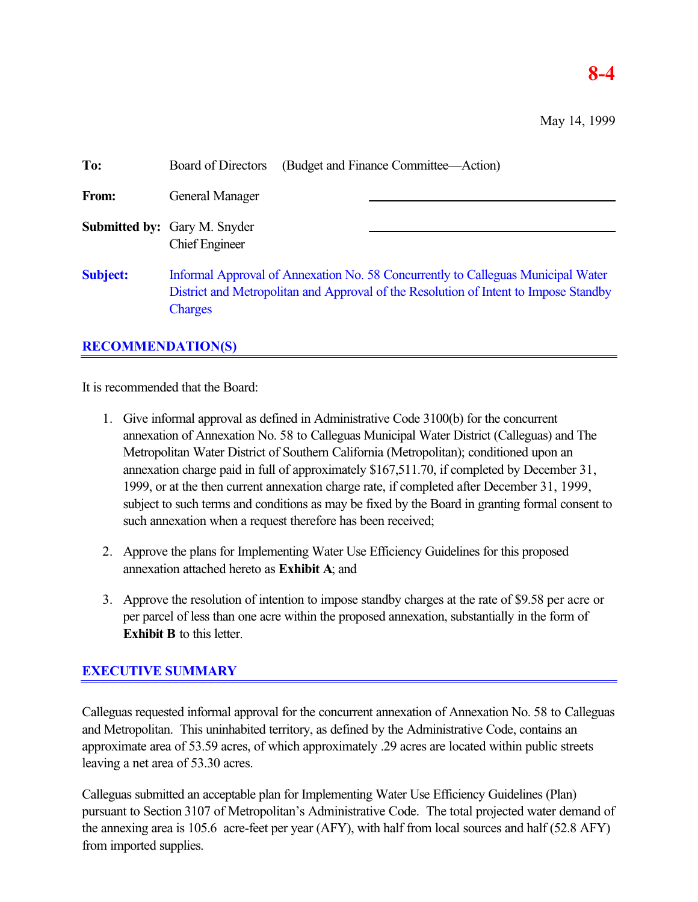**8-4**

May 14, 1999

**To:** Board of Directors (Budget and Finance Committee—Action)

**From:** General Manager

**Submitted by:** Gary M. Snyder
Chief Engineer

**Subject:** Informal Approval of Annexation No. 58 Concurrently to Calleguas Municipal Water District and Metropolitan and Approval of the Resolution of Intent to Impose Standby Charges

## RECOMMENDATION(S)

It is recommended that the Board:

1. Give informal approval as defined in Administrative Code 3100(b) for the concurrent annexation of Annexation No. 58 to Calleguas Municipal Water District (Calleguas) and The Metropolitan Water District of Southern California (Metropolitan); conditioned upon an annexation charge paid in full of approximately $167,511.70, if completed by December 31, 1999, or at the then current annexation charge rate, if completed after December 31, 1999, subject to such terms and conditions as may be fixed by the Board in granting formal consent to such annexation when a request therefore has been received;

2. Approve the plans for Implementing Water Use Efficiency Guidelines for this proposed annexation attached hereto as **Exhibit A**; and

3. Approve the resolution of intention to impose standby charges at the rate of $9.58 per acre or per parcel of less than one acre within the proposed annexation, substantially in the form of **Exhibit B** to this letter.

## EXECUTIVE SUMMARY

Calleguas requested informal approval for the concurrent annexation of Annexation No. 58 to Calleguas and Metropolitan. This uninhabited territory, as defined by the Administrative Code, contains an approximate area of 53.59 acres, of which approximately .29 acres are located within public streets leaving a net area of 53.30 acres.

Calleguas submitted an acceptable plan for Implementing Water Use Efficiency Guidelines (Plan) pursuant to Section 3107 of Metropolitan's Administrative Code. The total projected water demand of the annexing area is 105.6 acre-feet per year (AFY), with half from local sources and half (52.8 AFY) from imported supplies.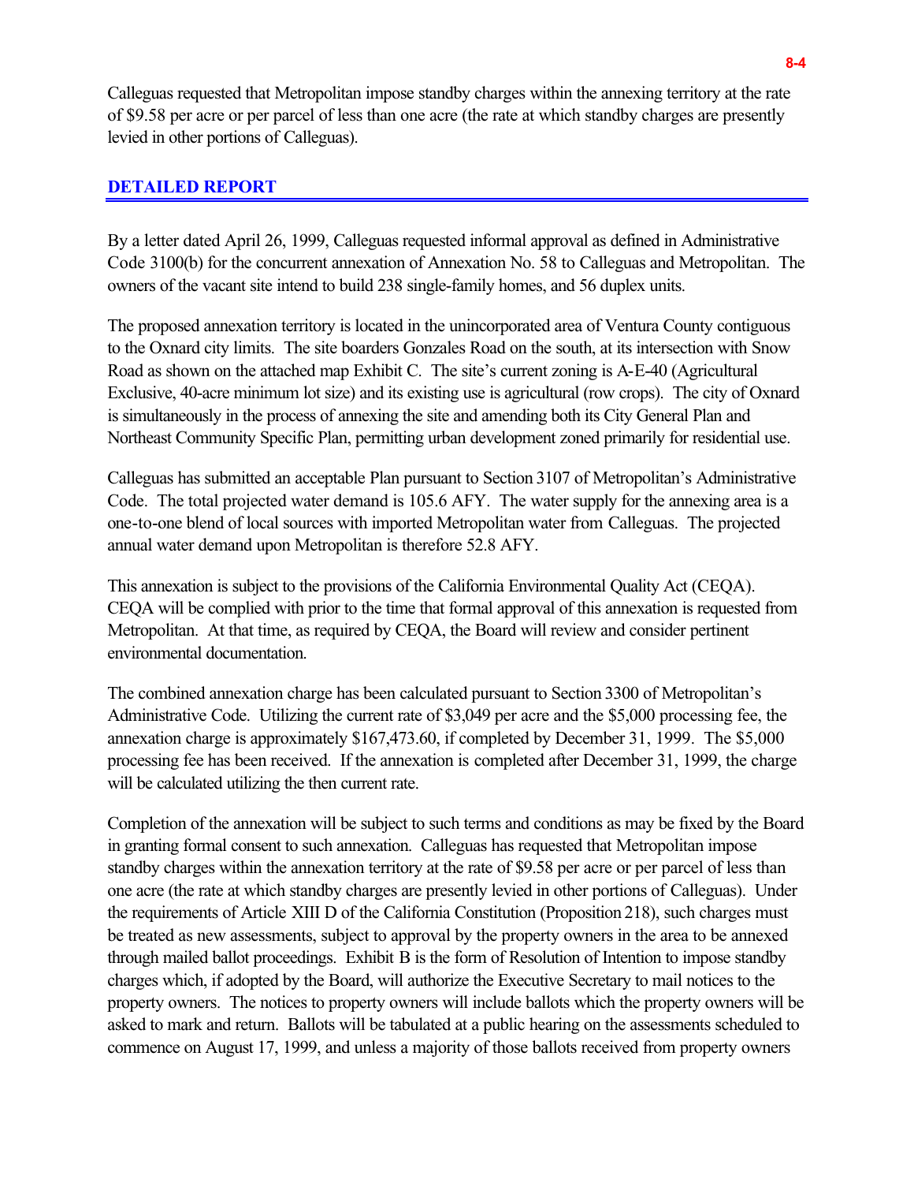Calleguas requested that Metropolitan impose standby charges within the annexing territory at the rate of $9.58 per acre or per parcel of less than one acre (the rate at which standby charges are presently levied in other portions of Calleguas).

## DETAILED REPORT

By a letter dated April 26, 1999, Calleguas requested informal approval as defined in Administrative Code 3100(b) for the concurrent annexation of Annexation No. 58 to Calleguas and Metropolitan. The owners of the vacant site intend to build 238 single-family homes, and 56 duplex units.

The proposed annexation territory is located in the unincorporated area of Ventura County contiguous to the Oxnard city limits. The site boarders Gonzales Road on the south, at its intersection with Snow Road as shown on the attached map Exhibit C. The site's current zoning is A-E-40 (Agricultural Exclusive, 40-acre minimum lot size) and its existing use is agricultural (row crops). The city of Oxnard is simultaneously in the process of annexing the site and amending both its City General Plan and Northeast Community Specific Plan, permitting urban development zoned primarily for residential use.

Calleguas has submitted an acceptable Plan pursuant to Section 3107 of Metropolitan's Administrative Code. The total projected water demand is 105.6 AFY. The water supply for the annexing area is a one-to-one blend of local sources with imported Metropolitan water from Calleguas. The projected annual water demand upon Metropolitan is therefore 52.8 AFY.

This annexation is subject to the provisions of the California Environmental Quality Act (CEQA). CEQA will be complied with prior to the time that formal approval of this annexation is requested from Metropolitan. At that time, as required by CEQA, the Board will review and consider pertinent environmental documentation.

The combined annexation charge has been calculated pursuant to Section 3300 of Metropolitan's Administrative Code. Utilizing the current rate of $3,049 per acre and the $5,000 processing fee, the annexation charge is approximately $167,473.60, if completed by December 31, 1999. The $5,000 processing fee has been received. If the annexation is completed after December 31, 1999, the charge will be calculated utilizing the then current rate.

Completion of the annexation will be subject to such terms and conditions as may be fixed by the Board in granting formal consent to such annexation. Calleguas has requested that Metropolitan impose standby charges within the annexation territory at the rate of $9.58 per acre or per parcel of less than one acre (the rate at which standby charges are presently levied in other portions of Calleguas). Under the requirements of Article XIII D of the California Constitution (Proposition 218), such charges must be treated as new assessments, subject to approval by the property owners in the area to be annexed through mailed ballot proceedings. Exhibit B is the form of Resolution of Intention to impose standby charges which, if adopted by the Board, will authorize the Executive Secretary to mail notices to the property owners. The notices to property owners will include ballots which the property owners will be asked to mark and return. Ballots will be tabulated at a public hearing on the assessments scheduled to commence on August 17, 1999, and unless a majority of those ballots received from property owners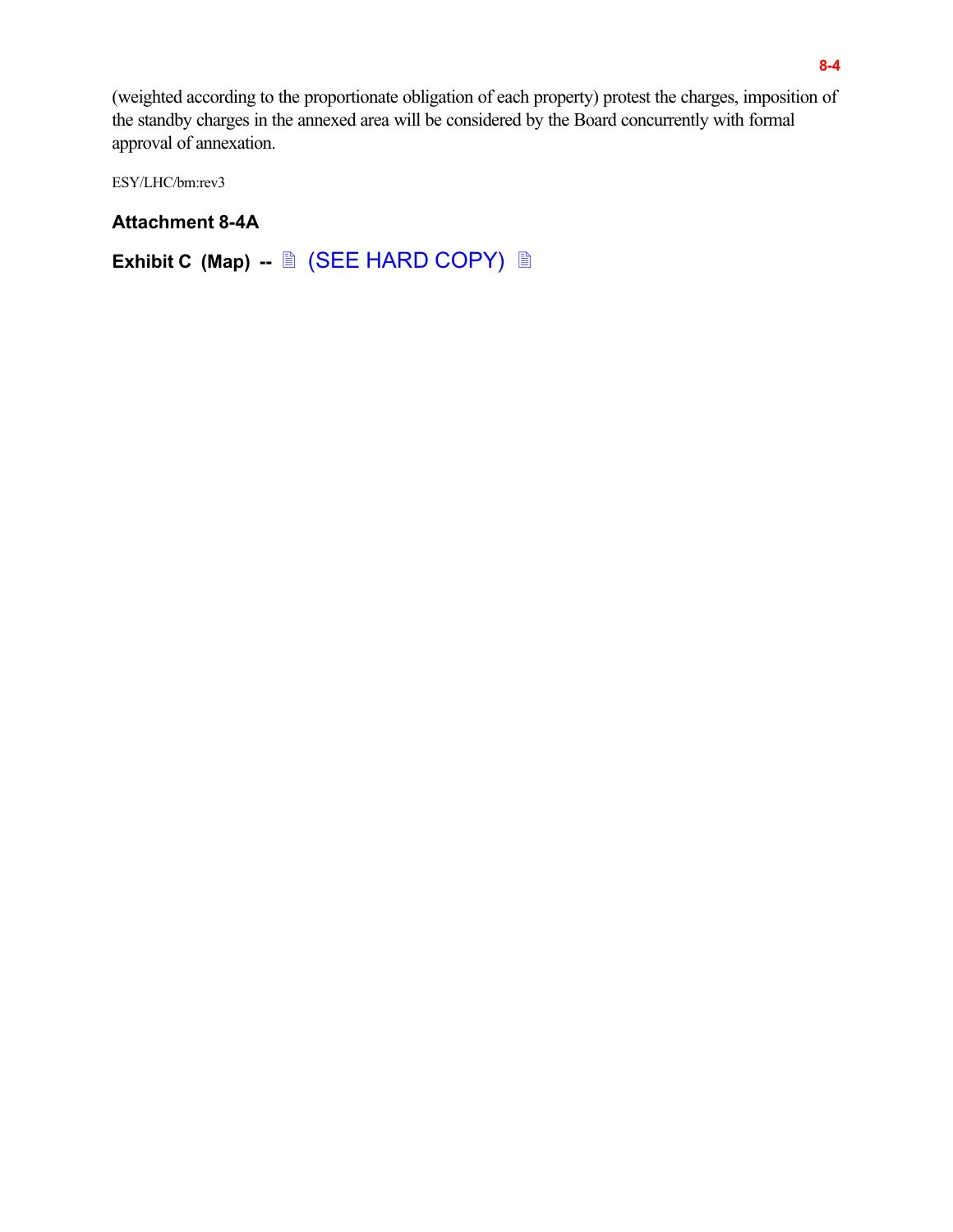(weighted according to the proportionate obligation of each property) protest the charges, imposition of the standby charges in the annexed area will be considered by the Board concurrently with formal approval of annexation.

ESY/LHC/bm:rev3

**Attachment 8-4A**

**Exhibit C (Map) --** (SEE HARD COPY)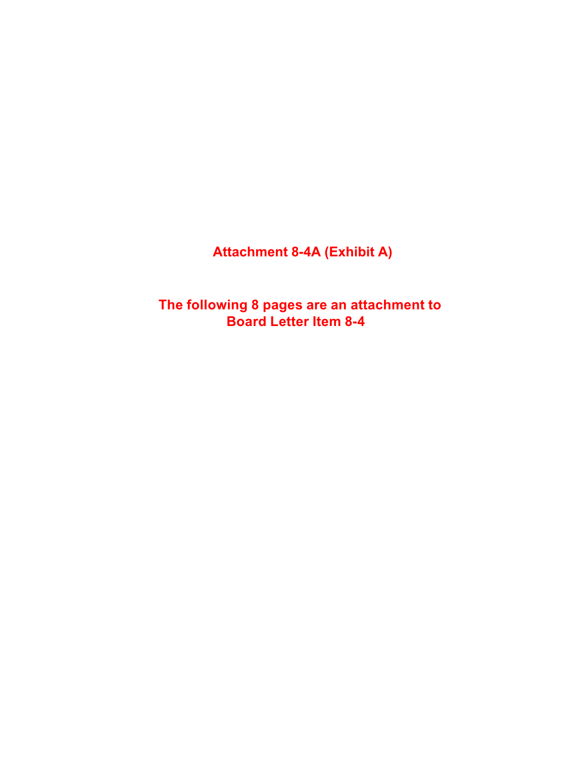**Attachment 8-4A (Exhibit A)**

**The following 8 pages are an attachment to Board Letter Item 8-4**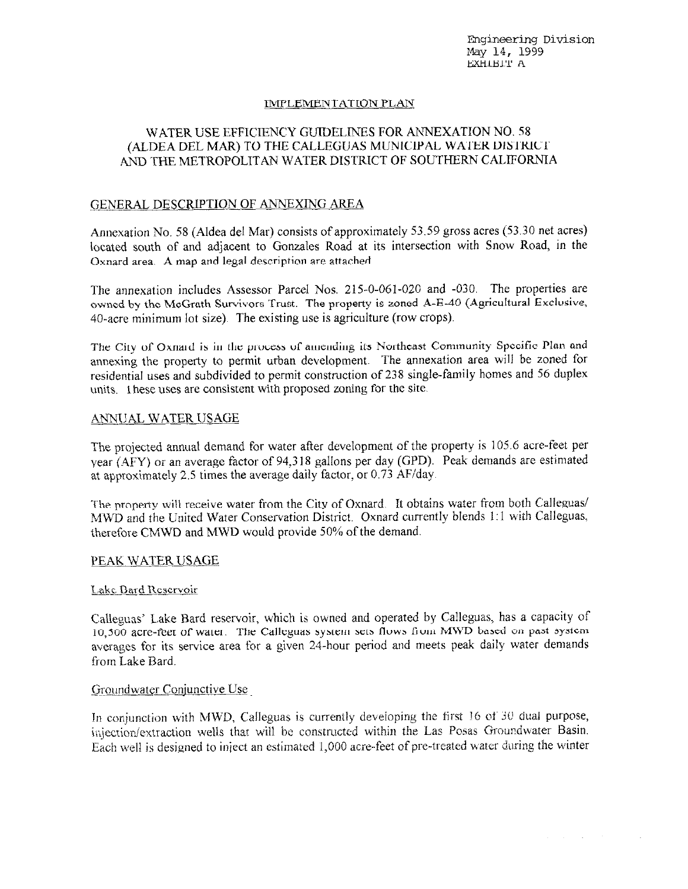Engineering Division
May 14, 1999
EXHIBIT A

IMPLEMENTATION PLAN

## WATER USE EFFICIENCY GUIDELINES FOR ANNEXATION NO. 58 (ALDEA DEL MAR) TO THE CALLEGUAS MUNICIPAL WATER DISTRICT AND THE METROPOLITAN WATER DISTRICT OF SOUTHERN CALIFORNIA

### GENERAL DESCRIPTION OF ANNEXING AREA

Annexation No. 58 (Aldea del Mar) consists of approximately 53.59 gross acres (53.30 net acres) located south of and adjacent to Gonzales Road at its intersection with Snow Road, in the Oxnard area. A map and legal description are attached.

The annexation includes Assessor Parcel Nos. 215-0-061-020 and -030. The properties are owned by the McGrath Survivors Trust. The property is zoned A-E-40 (Agricultural Exclusive, 40-acre minimum lot size). The existing use is agriculture (row crops).

The City of Oxnard is in the process of amending its Northeast Community Specific Plan and annexing the property to permit urban development. The annexation area will be zoned for residential uses and subdivided to permit construction of 238 single-family homes and 56 duplex units. These uses are consistent with proposed zoning for the site.

### ANNUAL WATER USAGE

The projected annual demand for water after development of the property is 105.6 acre-feet per year (AFY) or an average factor of 94,318 gallons per day (GPD). Peak demands are estimated at approximately 2.5 times the average daily factor, or 0.73 AF/day.

The property will receive water from the City of Oxnard. It obtains water from both Calleguas/ MWD and the United Water Conservation District. Oxnard currently blends 1:1 with Calleguas, therefore CMWD and MWD would provide 50% of the demand.

### PEAK WATER USAGE

#### Lake Bard Reservoir

Calleguas' Lake Bard reservoir, which is owned and operated by Calleguas, has a capacity of 10,500 acre-feet of water. The Calleguas system sets flows from MWD based on past system averages for its service area for a given 24-hour period and meets peak daily water demands from Lake Bard.

#### Groundwater Conjunctive Use

In conjunction with MWD, Calleguas is currently developing the first 16 of 30 dual purpose, injection/extraction wells that will be constructed within the Las Posas Groundwater Basin. Each well is designed to inject an estimated 1,000 acre-feet of pre-treated water during the winter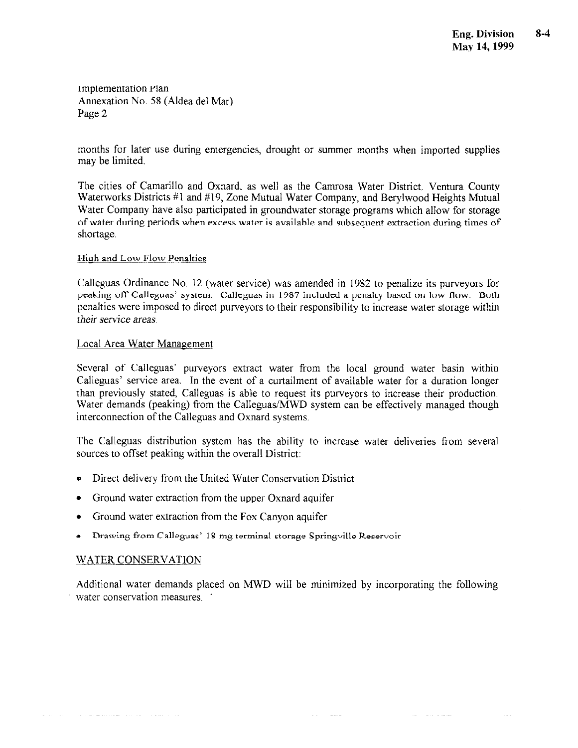Implementation Plan
Annexation No. 58 (Aldea del Mar)
Page 2

months for later use during emergencies, drought or summer months when imported supplies may be limited.

The cities of Camarillo and Oxnard, as well as the Camrosa Water District, Ventura County Waterworks Districts #1 and #19, Zone Mutual Water Company, and Berylwood Heights Mutual Water Company have also participated in groundwater storage programs which allow for storage of water during periods when excess water is available and subsequent extraction during times of shortage.

High and Low Flow Penalties

Calleguas Ordinance No. 12 (water service) was amended in 1982 to penalize its purveyors for peaking off Calleguas' system. Calleguas in 1987 included a penalty based on low flow. Both penalties were imposed to direct purveyors to their responsibility to increase water storage within their service areas.

Local Area Water Management

Several of Calleguas' purveyors extract water from the local ground water basin within Calleguas' service area. In the event of a curtailment of available water for a duration longer than previously stated, Calleguas is able to request its purveyors to increase their production. Water demands (peaking) from the Calleguas/MWD system can be effectively managed though interconnection of the Calleguas and Oxnard systems.

The Calleguas distribution system has the ability to increase water deliveries from several sources to offset peaking within the overall District:

- Direct delivery from the United Water Conservation District
- Ground water extraction from the upper Oxnard aquifer
- Ground water extraction from the Fox Canyon aquifer
- Drawing from Calleguas' 18 mg terminal storage Springville Reservoir

WATER CONSERVATION

Additional water demands placed on MWD will be minimized by incorporating the following water conservation measures.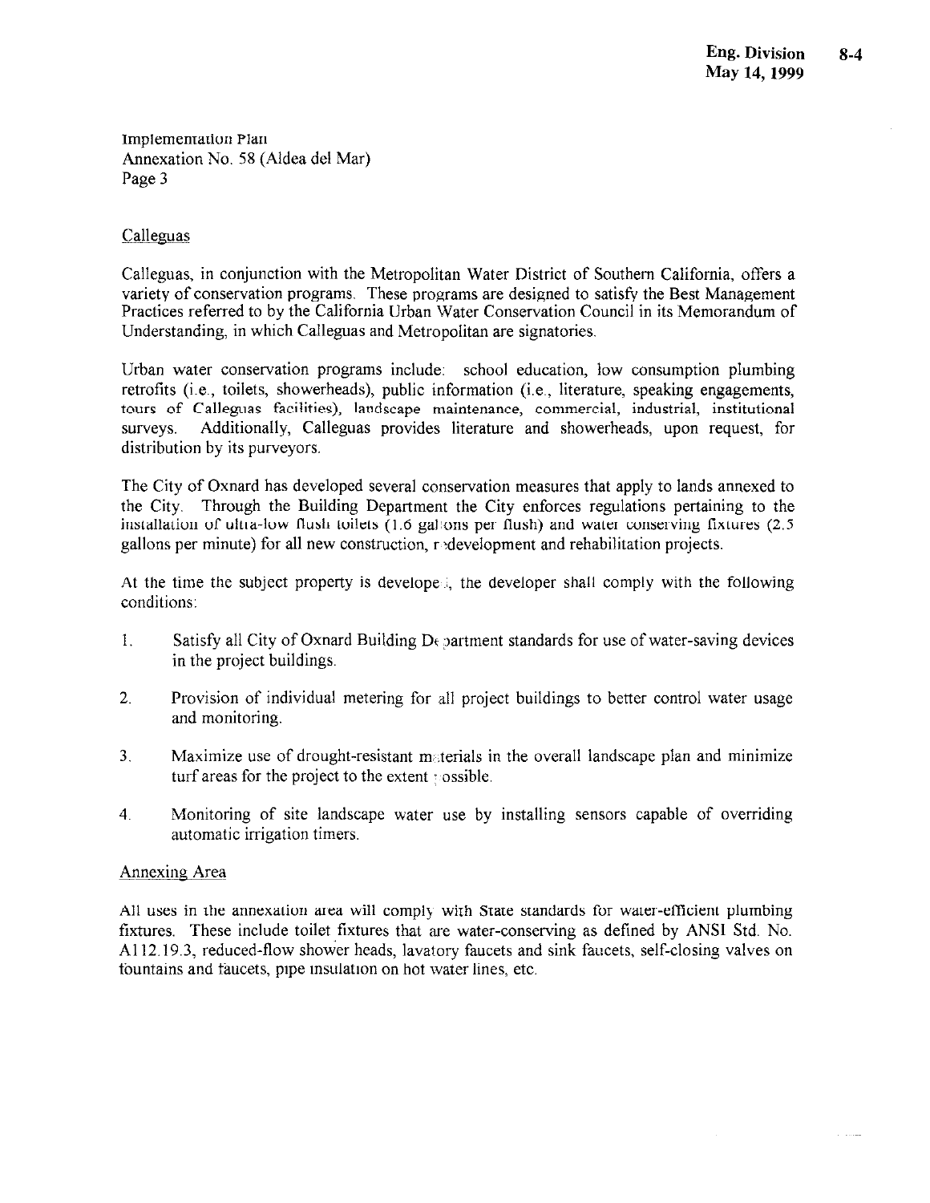Implementation Plan
Annexation No. 58 (Aldea del Mar)
Page 3

## Calleguas

Calleguas, in conjunction with the Metropolitan Water District of Southern California, offers a variety of conservation programs. These programs are designed to satisfy the Best Management Practices referred to by the California Urban Water Conservation Council in its Memorandum of Understanding, in which Calleguas and Metropolitan are signatories.

Urban water conservation programs include: school education, low consumption plumbing retrofits (i.e., toilets, showerheads), public information (i.e., literature, speaking engagements, tours of Calleguas facilities), landscape maintenance, commercial, industrial, institutional surveys. Additionally, Calleguas provides literature and showerheads, upon request, for distribution by its purveyors.

The City of Oxnard has developed several conservation measures that apply to lands annexed to the City. Through the Building Department the City enforces regulations pertaining to the installation of ultra-low flush toilets (1.6 gallons per flush) and water conserving fixtures (2.5 gallons per minute) for all new construction, redevelopment and rehabilitation projects.

At the time the subject property is developed, the developer shall comply with the following conditions:

1. Satisfy all City of Oxnard Building Department standards for use of water-saving devices in the project buildings.
2. Provision of individual metering for all project buildings to better control water usage and monitoring.
3. Maximize use of drought-resistant materials in the overall landscape plan and minimize turf areas for the project to the extent possible.
4. Monitoring of site landscape water use by installing sensors capable of overriding automatic irrigation timers.

## Annexing Area

All uses in the annexation area will comply with State standards for water-efficient plumbing fixtures. These include toilet fixtures that are water-conserving as defined by ANSI Std. No. A112.19.3, reduced-flow shower heads, lavatory faucets and sink faucets, self-closing valves on fountains and faucets, pipe insulation on hot water lines, etc.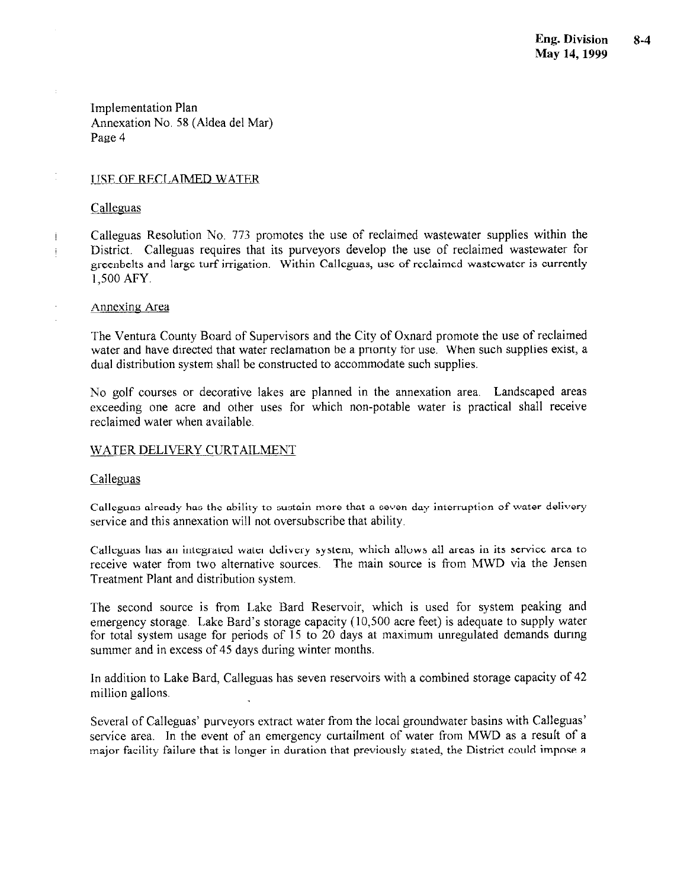Implementation Plan
Annexation No. 58 (Aldea del Mar)
Page 4

USE OF RECLAIMED WATER

Calleguas

Calleguas Resolution No. 773 promotes the use of reclaimed wastewater supplies within the District. Calleguas requires that its purveyors develop the use of reclaimed wastewater for greenbelts and large turf irrigation. Within Calleguas, use of reclaimed wastewater is currently 1,500 AFY.

Annexing Area

The Ventura County Board of Supervisors and the City of Oxnard promote the use of reclaimed water and have directed that water reclamation be a priority for use. When such supplies exist, a dual distribution system shall be constructed to accommodate such supplies.

No golf courses or decorative lakes are planned in the annexation area. Landscaped areas exceeding one acre and other uses for which non-potable water is practical shall receive reclaimed water when available.

WATER DELIVERY CURTAILMENT

Calleguas

Calleguas already has the ability to sustain more that a seven day interruption of water delivery service and this annexation will not oversubscribe that ability.

Calleguas has an integrated water delivery system, which allows all areas in its service area to receive water from two alternative sources. The main source is from MWD via the Jensen Treatment Plant and distribution system.

The second source is from Lake Bard Reservoir, which is used for system peaking and emergency storage. Lake Bard's storage capacity (10,500 acre feet) is adequate to supply water for total system usage for periods of 15 to 20 days at maximum unregulated demands during summer and in excess of 45 days during winter months.

In addition to Lake Bard, Calleguas has seven reservoirs with a combined storage capacity of 42 million gallons.

Several of Calleguas' purveyors extract water from the local groundwater basins with Calleguas' service area. In the event of an emergency curtailment of water from MWD as a result of a major facility failure that is longer in duration that previously stated, the District could impose a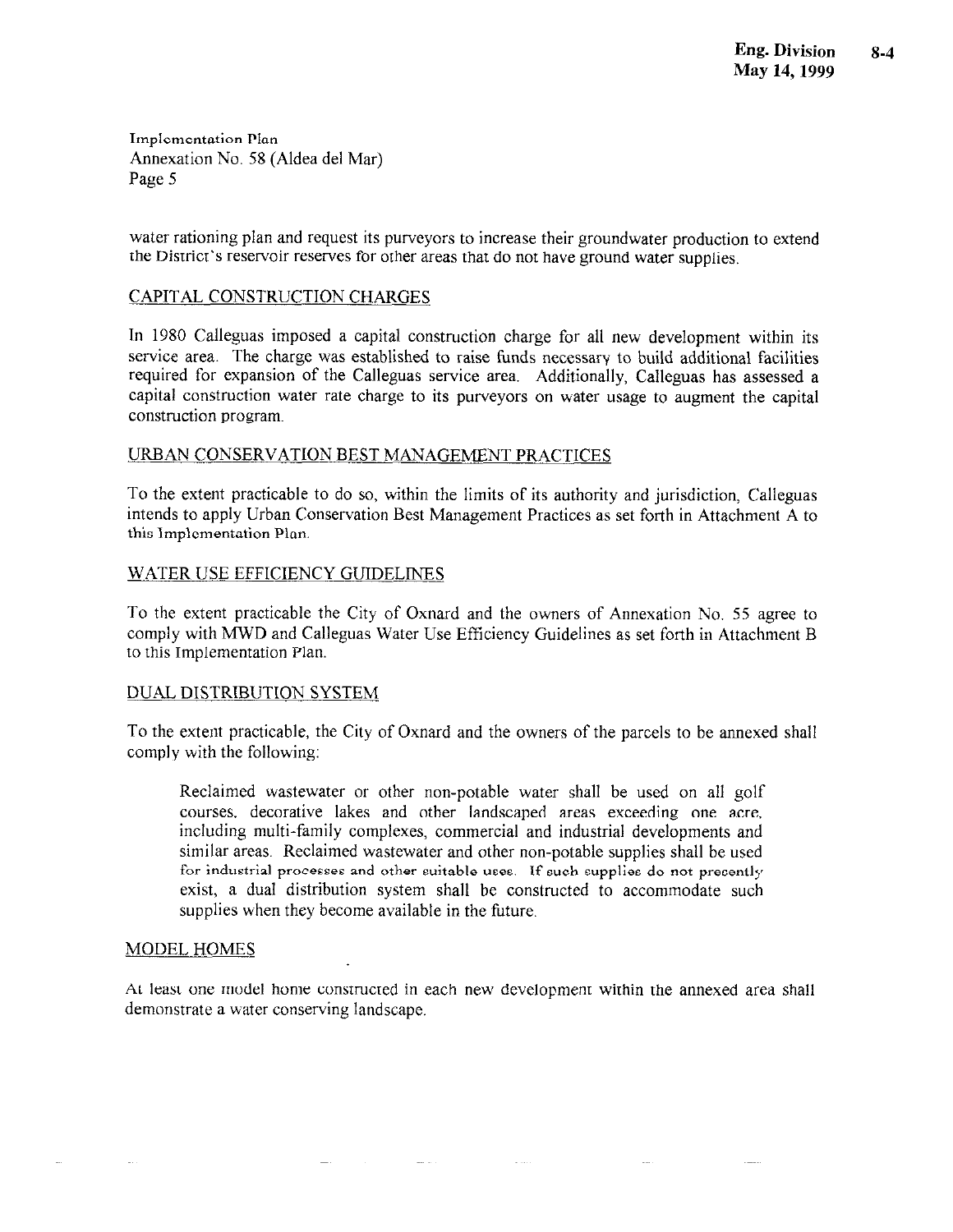water rationing plan and request its purveyors to increase their groundwater production to extend the District's reservoir reserves for other areas that do not have ground water supplies.

## CAPITAL CONSTRUCTION CHARGES

In 1980 Calleguas imposed a capital construction charge for all new development within its service area. The charge was established to raise funds necessary to build additional facilities required for expansion of the Calleguas service area. Additionally, Calleguas has assessed a capital construction water rate charge to its purveyors on water usage to augment the capital construction program.

## URBAN CONSERVATION BEST MANAGEMENT PRACTICES

To the extent practicable to do so, within the limits of its authority and jurisdiction, Calleguas intends to apply Urban Conservation Best Management Practices as set forth in Attachment A to this Implementation Plan.

## WATER USE EFFICIENCY GUIDELINES

To the extent practicable the City of Oxnard and the owners of Annexation No. 55 agree to comply with MWD and Calleguas Water Use Efficiency Guidelines as set forth in Attachment B to this Implementation Plan.

## DUAL DISTRIBUTION SYSTEM

To the extent practicable, the City of Oxnard and the owners of the parcels to be annexed shall comply with the following:

> Reclaimed wastewater or other non-potable water shall be used on all golf courses, decorative lakes and other landscaped areas exceeding one acre, including multi-family complexes, commercial and industrial developments and similar areas. Reclaimed wastewater and other non-potable supplies shall be used for industrial processes and other suitable uses. If such supplies do not presently exist, a dual distribution system shall be constructed to accommodate such supplies when they become available in the future.

## MODEL HOMES

At least one model home constructed in each new development within the annexed area shall demonstrate a water conserving landscape.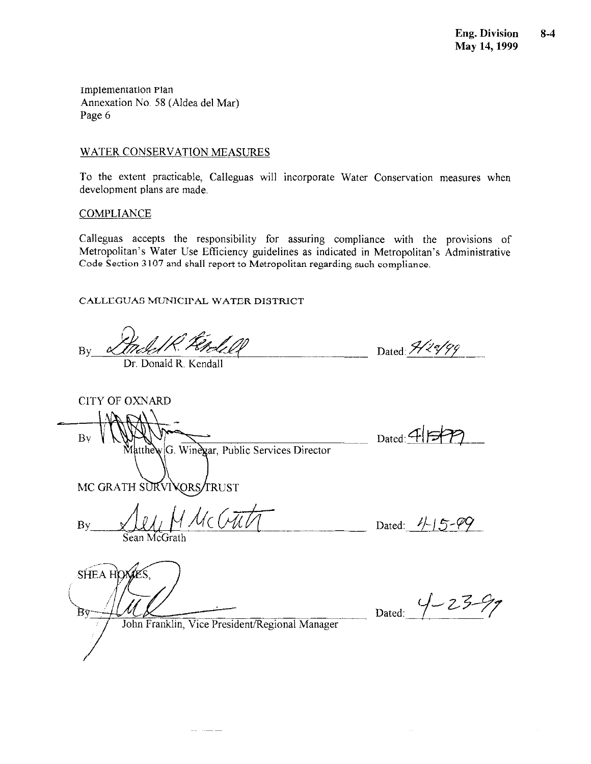Implementation Plan
Annexation No. 58 (Aldea del Mar)
Page 6

WATER CONSERVATION MEASURES

To the extent practicable, Calleguas will incorporate Water Conservation measures when development plans are made.

COMPLIANCE

Calleguas accepts the responsibility for assuring compliance with the provisions of Metropolitan's Water Use Efficiency guidelines as indicated in Metropolitan's Administrative Code Section 3107 and shall report to Metropolitan regarding such compliance.

CALLEGUAS MUNICIPAL WATER DISTRICT

By ______________________ Dated: 4/29/99
Dr. Donald R. Kendall

CITY OF OXNARD

By ______________________ Dated: 4/15/99
Matthew G. Winegar, Public Services Director

MC GRATH SURVIVORS TRUST

By ______________________ Dated: 4-15-99
Sean McGrath

SHEA HOMES,

By ______________________ Dated: 4-23-99
John Franklin, Vice President/Regional Manager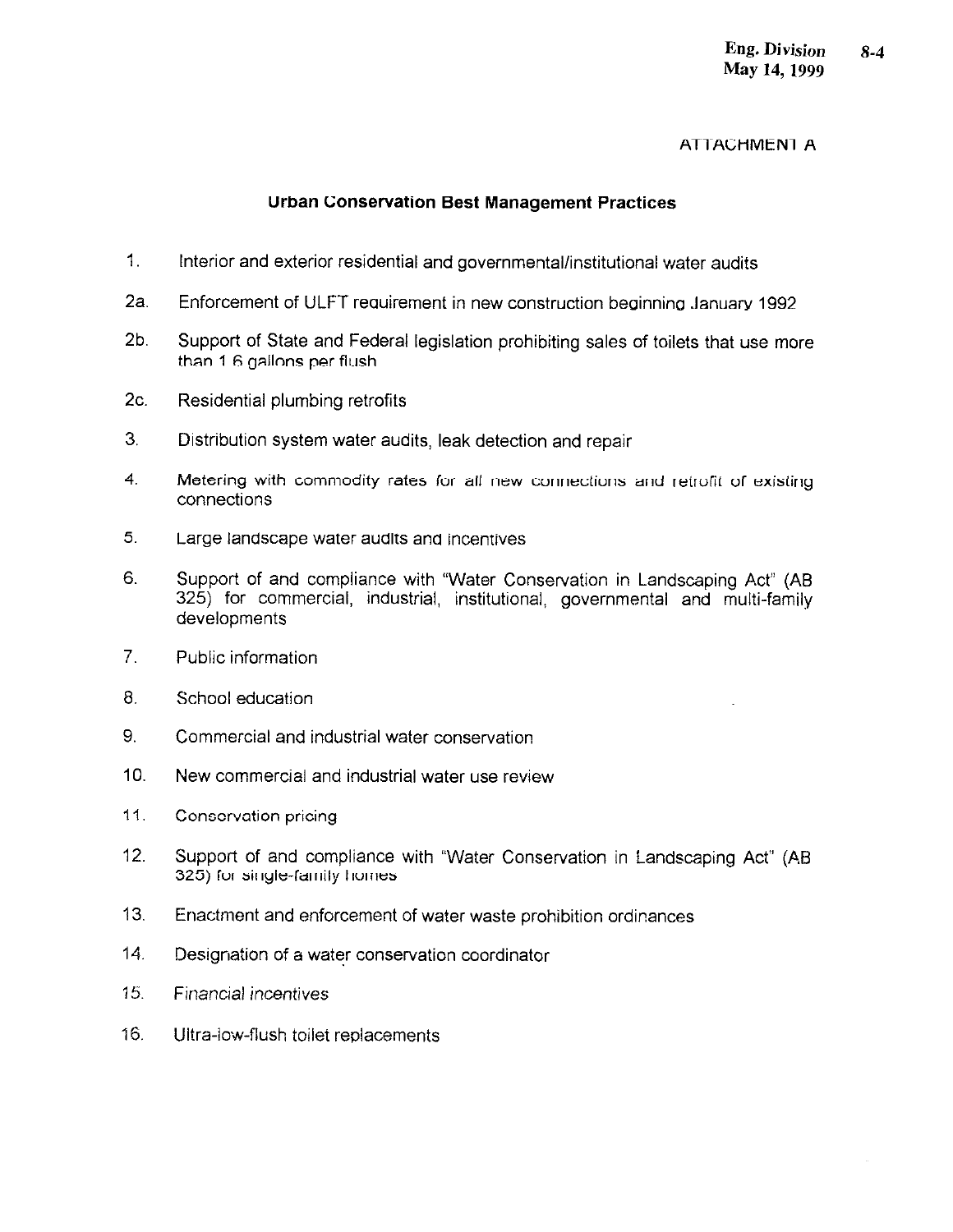ATTACHMENT A

## Urban Conservation Best Management Practices

1. Interior and exterior residential and governmental/institutional water audits
2a. Enforcement of ULFT requirement in new construction beginning January 1992
2b. Support of State and Federal legislation prohibiting sales of toilets that use more than 1.6 gallons per flush
2c. Residential plumbing retrofits
3. Distribution system water audits, leak detection and repair
4. Metering with commodity rates for all new connections and retrofit of existing connections
5. Large landscape water audits and incentives
6. Support of and compliance with "Water Conservation in Landscaping Act" (AB 325) for commercial, industrial, institutional, governmental and multi-family developments
7. Public information
8. School education
9. Commercial and industrial water conservation
10. New commercial and industrial water use review
11. Conservation pricing
12. Support of and compliance with "Water Conservation in Landscaping Act" (AB 325) for single-family homes
13. Enactment and enforcement of water waste prohibition ordinances
14. Designation of a water conservation coordinator
15. Financial incentives
16. Ultra-low-flush toilet replacements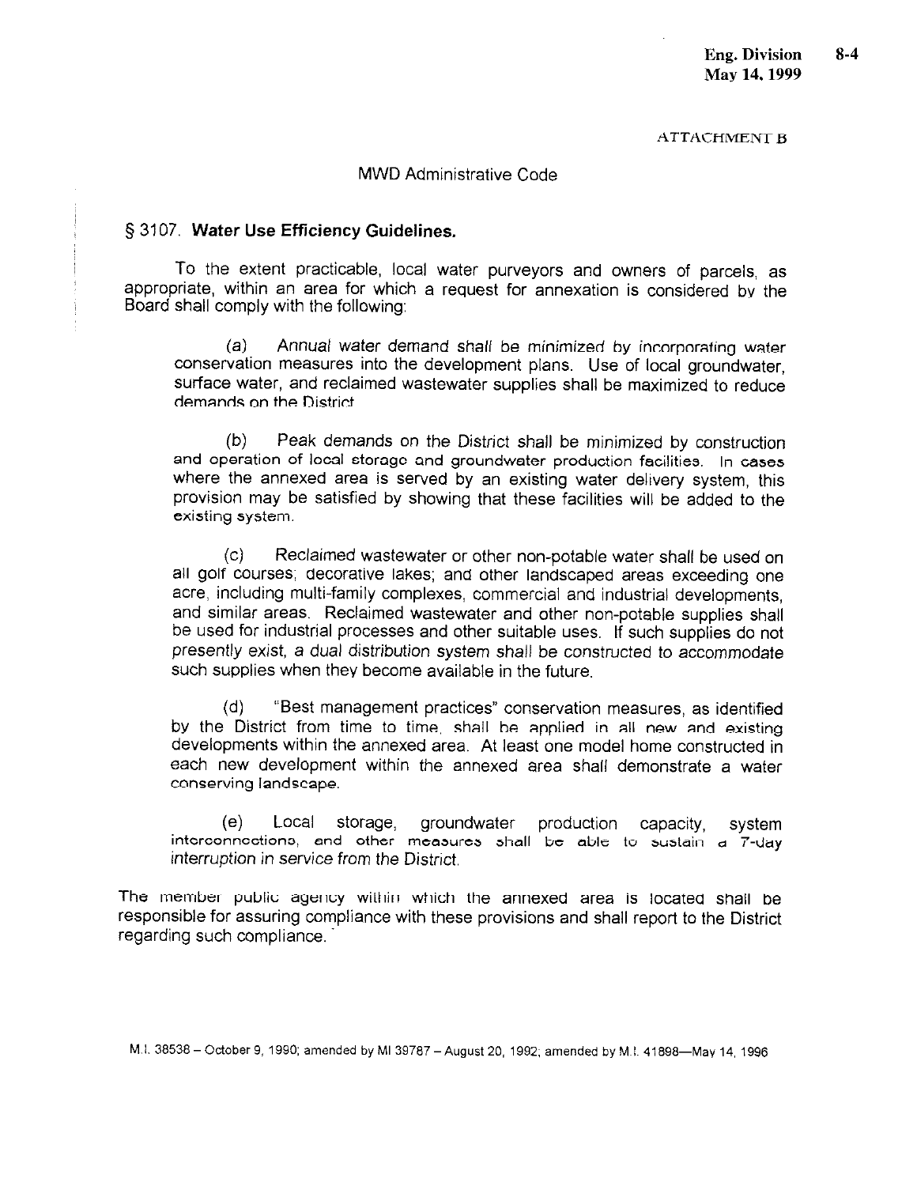ATTACHMENT B

MWD Administrative Code

## § 3107. **Water Use Efficiency Guidelines.**

To the extent practicable, local water purveyors and owners of parcels, as appropriate, within an area for which a request for annexation is considered by the Board shall comply with the following:

(a) Annual water demand shall be minimized by incorporating water conservation measures into the development plans. Use of local groundwater, surface water, and reclaimed wastewater supplies shall be maximized to reduce demands on the District.

(b) Peak demands on the District shall be minimized by construction and operation of local storage and groundwater production facilities. In cases where the annexed area is served by an existing water delivery system, this provision may be satisfied by showing that these facilities will be added to the existing system.

(c) Reclaimed wastewater or other non-potable water shall be used on all golf courses; decorative lakes; and other landscaped areas exceeding one acre, including multi-family complexes, commercial and industrial developments, and similar areas. Reclaimed wastewater and other non-potable supplies shall be used for industrial processes and other suitable uses. If such supplies do not presently exist, a dual distribution system shall be constructed to accommodate such supplies when they become available in the future.

(d) "Best management practices" conservation measures, as identified by the District from time to time, shall be applied in all new and existing developments within the annexed area. At least one model home constructed in each new development within the annexed area shall demonstrate a water conserving landscape.

(e) Local storage, groundwater production capacity, system interconnections, and other measures shall be able to sustain a 7-day interruption in service from the District.

The member public agency within which the annexed area is located shall be responsible for assuring compliance with these provisions and shall report to the District regarding such compliance.

M.I. 38536 – October 9, 1990; amended by MI 39787 – August 20, 1992; amended by M.I. 41898—May 14, 1996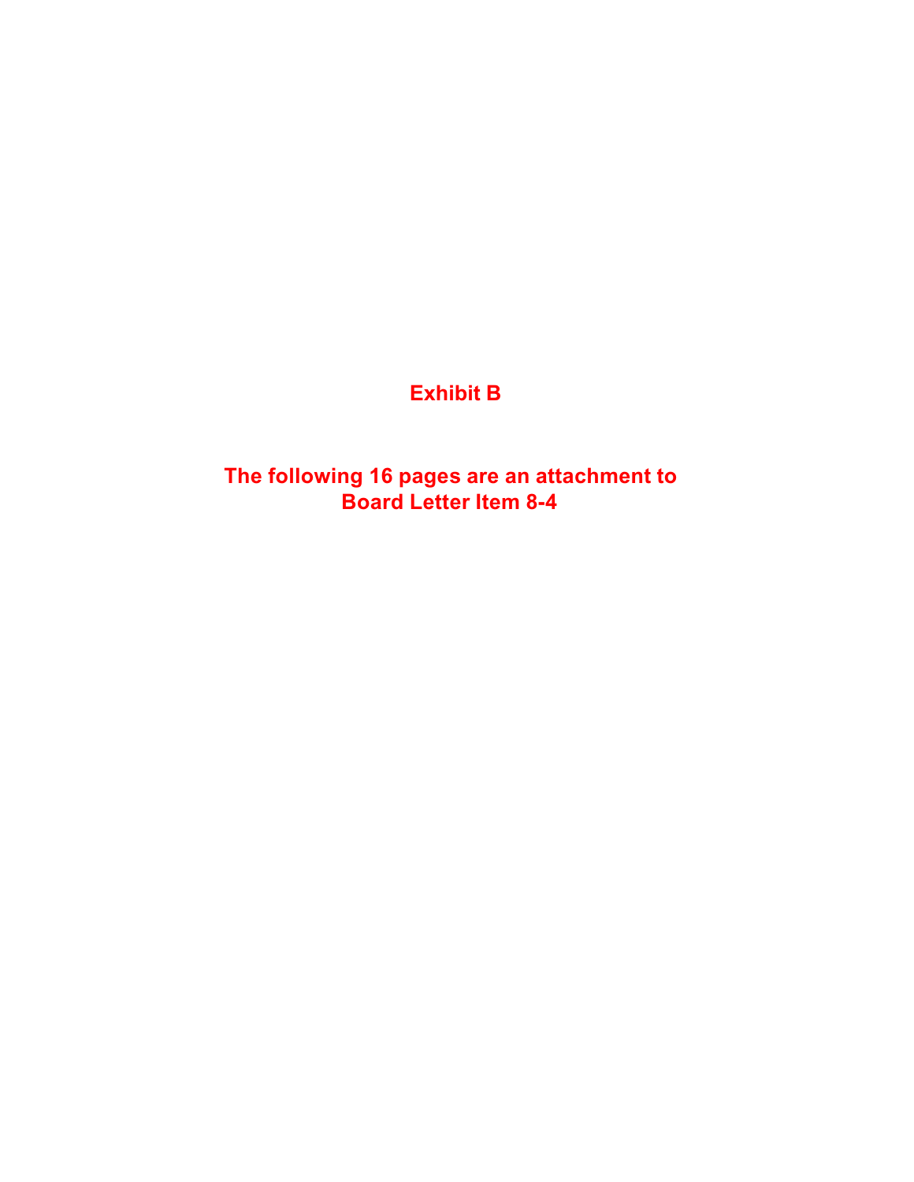# Exhibit B

**The following 16 pages are an attachment to Board Letter Item 8-4**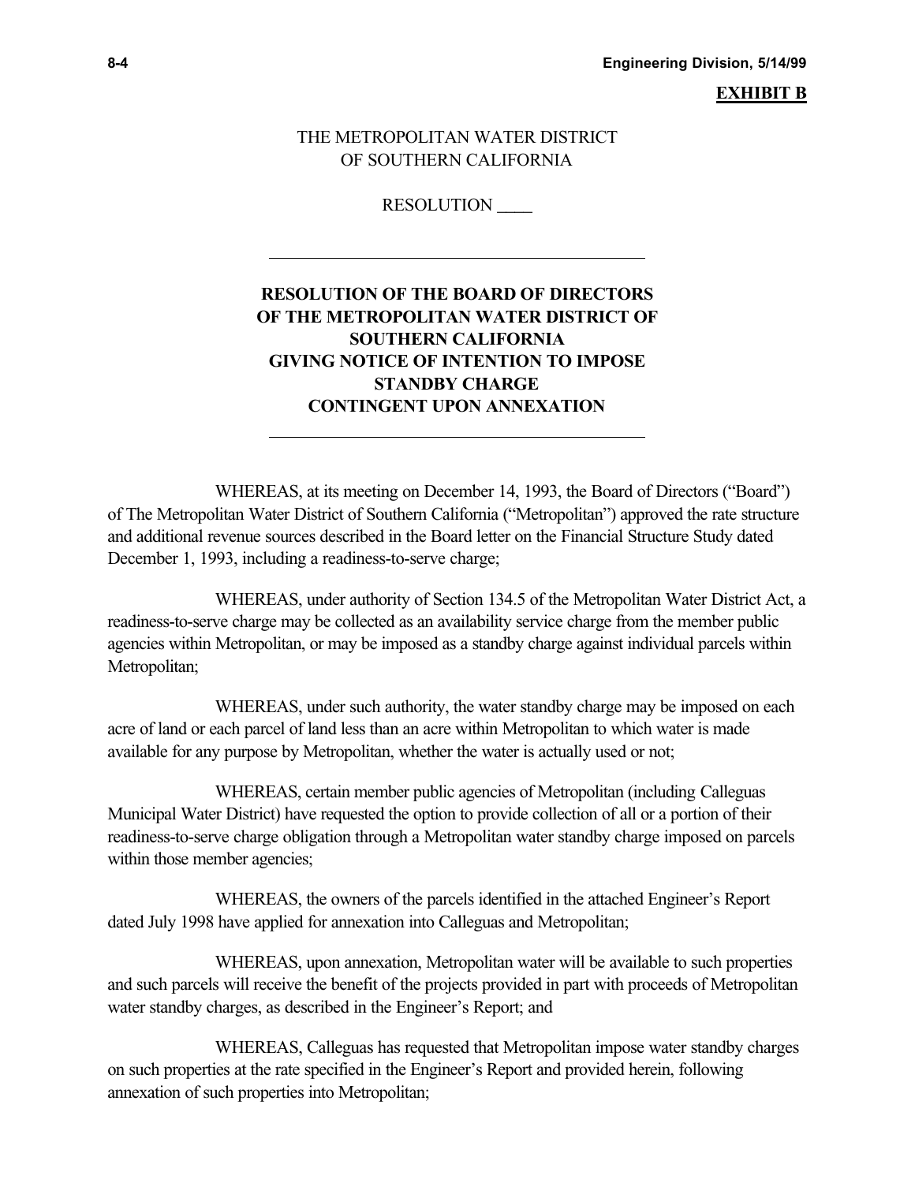**EXHIBIT B**

THE METROPOLITAN WATER DISTRICT
OF SOUTHERN CALIFORNIA

RESOLUTION ____

---

**RESOLUTION OF THE BOARD OF DIRECTORS OF THE METROPOLITAN WATER DISTRICT OF SOUTHERN CALIFORNIA GIVING NOTICE OF INTENTION TO IMPOSE STANDBY CHARGE CONTINGENT UPON ANNEXATION**

---

WHEREAS, at its meeting on December 14, 1993, the Board of Directors ("Board") of The Metropolitan Water District of Southern California ("Metropolitan") approved the rate structure and additional revenue sources described in the Board letter on the Financial Structure Study dated December 1, 1993, including a readiness-to-serve charge;

WHEREAS, under authority of Section 134.5 of the Metropolitan Water District Act, a readiness-to-serve charge may be collected as an availability service charge from the member public agencies within Metropolitan, or may be imposed as a standby charge against individual parcels within Metropolitan;

WHEREAS, under such authority, the water standby charge may be imposed on each acre of land or each parcel of land less than an acre within Metropolitan to which water is made available for any purpose by Metropolitan, whether the water is actually used or not;

WHEREAS, certain member public agencies of Metropolitan (including Calleguas Municipal Water District) have requested the option to provide collection of all or a portion of their readiness-to-serve charge obligation through a Metropolitan water standby charge imposed on parcels within those member agencies;

WHEREAS, the owners of the parcels identified in the attached Engineer's Report dated July 1998 have applied for annexation into Calleguas and Metropolitan;

WHEREAS, upon annexation, Metropolitan water will be available to such properties and such parcels will receive the benefit of the projects provided in part with proceeds of Metropolitan water standby charges, as described in the Engineer's Report; and

WHEREAS, Calleguas has requested that Metropolitan impose water standby charges on such properties at the rate specified in the Engineer's Report and provided herein, following annexation of such properties into Metropolitan;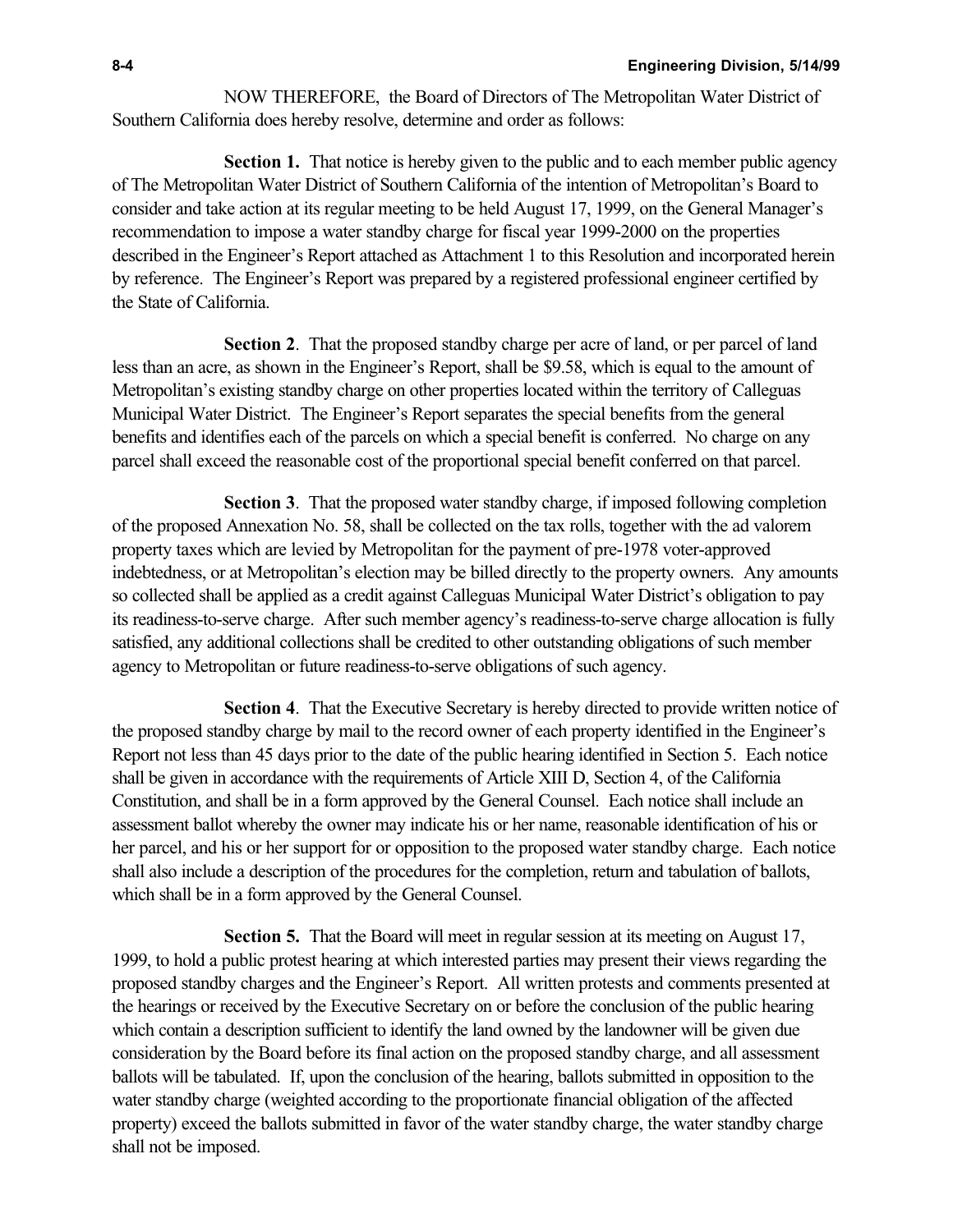NOW THEREFORE, the Board of Directors of The Metropolitan Water District of Southern California does hereby resolve, determine and order as follows:

**Section 1.** That notice is hereby given to the public and to each member public agency of The Metropolitan Water District of Southern California of the intention of Metropolitan's Board to consider and take action at its regular meeting to be held August 17, 1999, on the General Manager's recommendation to impose a water standby charge for fiscal year 1999-2000 on the properties described in the Engineer's Report attached as Attachment 1 to this Resolution and incorporated herein by reference. The Engineer's Report was prepared by a registered professional engineer certified by the State of California.

**Section 2**. That the proposed standby charge per acre of land, or per parcel of land less than an acre, as shown in the Engineer's Report, shall be $9.58, which is equal to the amount of Metropolitan's existing standby charge on other properties located within the territory of Calleguas Municipal Water District. The Engineer's Report separates the special benefits from the general benefits and identifies each of the parcels on which a special benefit is conferred. No charge on any parcel shall exceed the reasonable cost of the proportional special benefit conferred on that parcel.

**Section 3**. That the proposed water standby charge, if imposed following completion of the proposed Annexation No. 58, shall be collected on the tax rolls, together with the ad valorem property taxes which are levied by Metropolitan for the payment of pre-1978 voter-approved indebtedness, or at Metropolitan's election may be billed directly to the property owners. Any amounts so collected shall be applied as a credit against Calleguas Municipal Water District's obligation to pay its readiness-to-serve charge. After such member agency's readiness-to-serve charge allocation is fully satisfied, any additional collections shall be credited to other outstanding obligations of such member agency to Metropolitan or future readiness-to-serve obligations of such agency.

**Section 4**. That the Executive Secretary is hereby directed to provide written notice of the proposed standby charge by mail to the record owner of each property identified in the Engineer's Report not less than 45 days prior to the date of the public hearing identified in Section 5. Each notice shall be given in accordance with the requirements of Article XIII D, Section 4, of the California Constitution, and shall be in a form approved by the General Counsel. Each notice shall include an assessment ballot whereby the owner may indicate his or her name, reasonable identification of his or her parcel, and his or her support for or opposition to the proposed water standby charge. Each notice shall also include a description of the procedures for the completion, return and tabulation of ballots, which shall be in a form approved by the General Counsel.

**Section 5.** That the Board will meet in regular session at its meeting on August 17, 1999, to hold a public protest hearing at which interested parties may present their views regarding the proposed standby charges and the Engineer's Report. All written protests and comments presented at the hearings or received by the Executive Secretary on or before the conclusion of the public hearing which contain a description sufficient to identify the land owned by the landowner will be given due consideration by the Board before its final action on the proposed standby charge, and all assessment ballots will be tabulated. If, upon the conclusion of the hearing, ballots submitted in opposition to the water standby charge (weighted according to the proportionate financial obligation of the affected property) exceed the ballots submitted in favor of the water standby charge, the water standby charge shall not be imposed.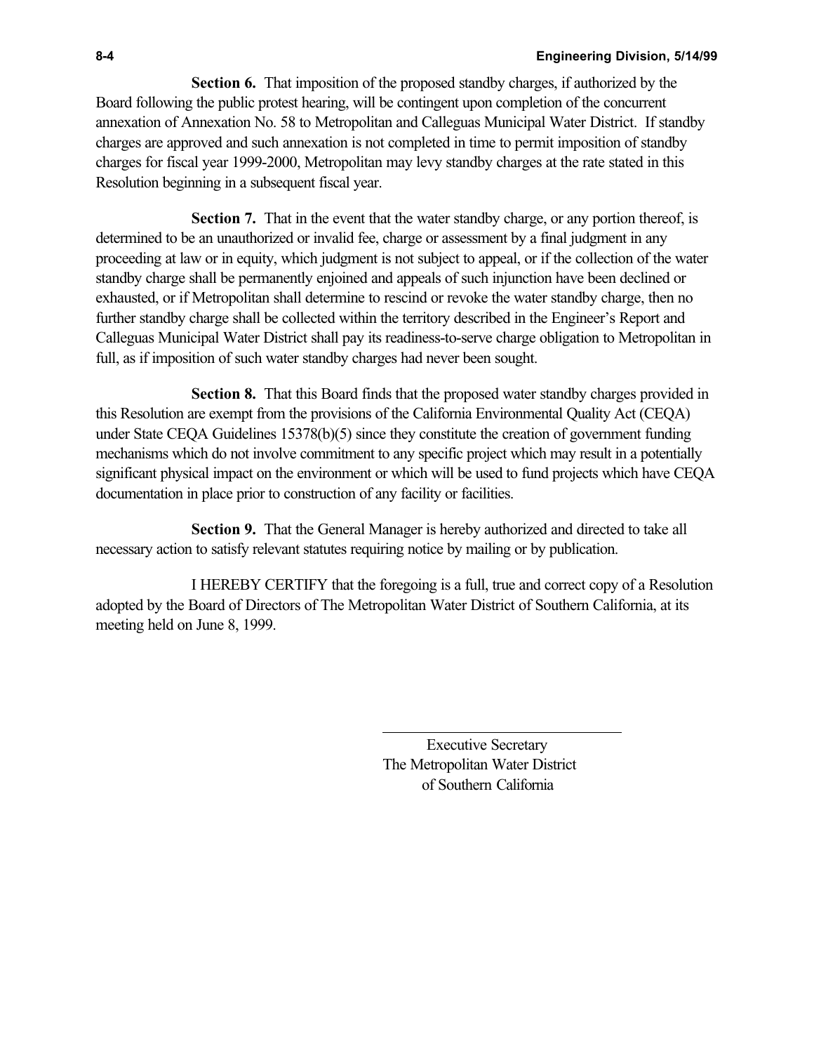**Section 6.** That imposition of the proposed standby charges, if authorized by the Board following the public protest hearing, will be contingent upon completion of the concurrent annexation of Annexation No. 58 to Metropolitan and Calleguas Municipal Water District. If standby charges are approved and such annexation is not completed in time to permit imposition of standby charges for fiscal year 1999-2000, Metropolitan may levy standby charges at the rate stated in this Resolution beginning in a subsequent fiscal year.

**Section 7.** That in the event that the water standby charge, or any portion thereof, is determined to be an unauthorized or invalid fee, charge or assessment by a final judgment in any proceeding at law or in equity, which judgment is not subject to appeal, or if the collection of the water standby charge shall be permanently enjoined and appeals of such injunction have been declined or exhausted, or if Metropolitan shall determine to rescind or revoke the water standby charge, then no further standby charge shall be collected within the territory described in the Engineer's Report and Calleguas Municipal Water District shall pay its readiness-to-serve charge obligation to Metropolitan in full, as if imposition of such water standby charges had never been sought.

**Section 8.** That this Board finds that the proposed water standby charges provided in this Resolution are exempt from the provisions of the California Environmental Quality Act (CEQA) under State CEQA Guidelines 15378(b)(5) since they constitute the creation of government funding mechanisms which do not involve commitment to any specific project which may result in a potentially significant physical impact on the environment or which will be used to fund projects which have CEQA documentation in place prior to construction of any facility or facilities.

**Section 9.** That the General Manager is hereby authorized and directed to take all necessary action to satisfy relevant statutes requiring notice by mailing or by publication.

I HEREBY CERTIFY that the foregoing is a full, true and correct copy of a Resolution adopted by the Board of Directors of The Metropolitan Water District of Southern California, at its meeting held on June 8, 1999.

\_\_\_\_\_\_\_\_\_\_\_\_\_\_\_\_\_\_\_\_\_\_\_\_\_\_\_\_\_\_

Executive Secretary
The Metropolitan Water District
of Southern California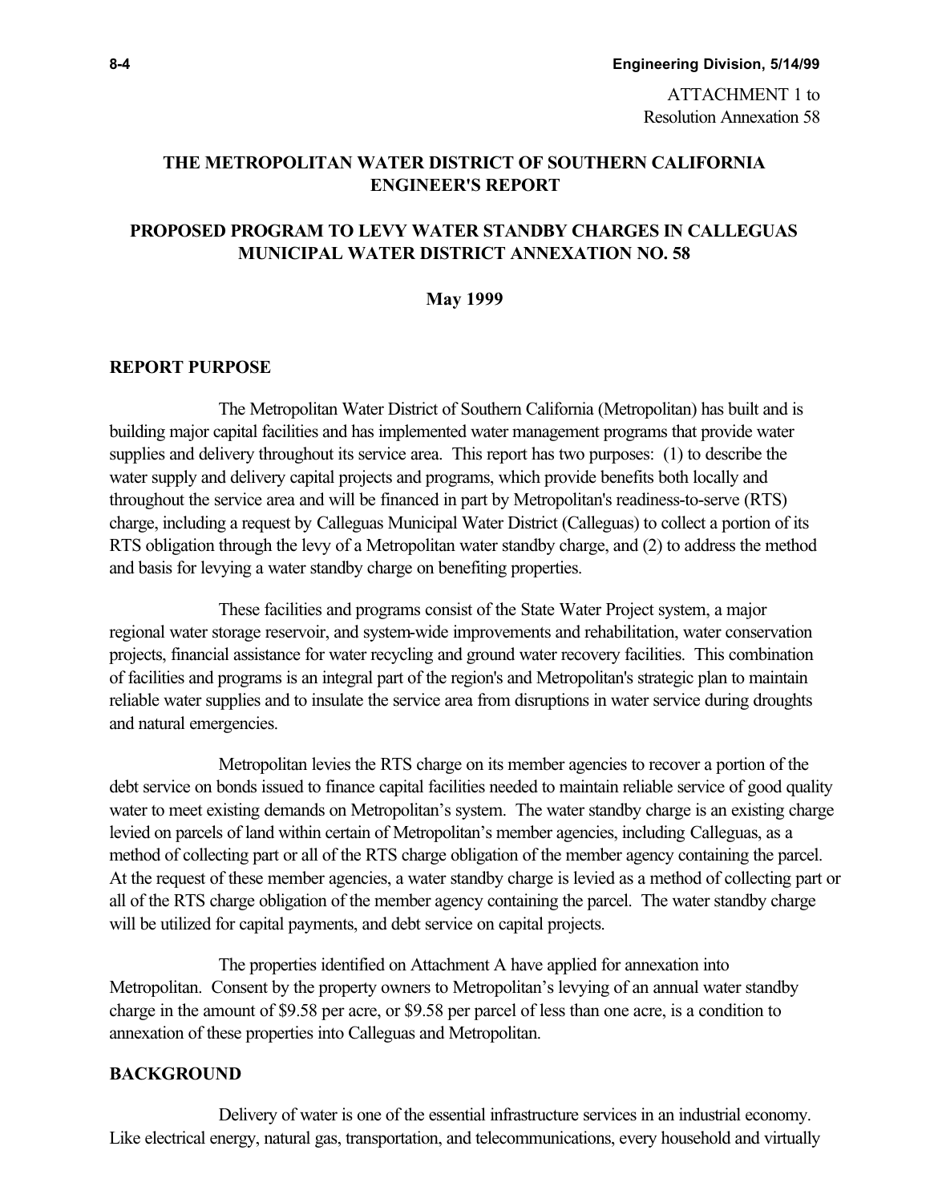ATTACHMENT 1 to
Resolution Annexation 58

**THE METROPOLITAN WATER DISTRICT OF SOUTHERN CALIFORNIA ENGINEER'S REPORT**

**PROPOSED PROGRAM TO LEVY WATER STANDBY CHARGES IN CALLEGUAS MUNICIPAL WATER DISTRICT ANNEXATION NO. 58**

**May 1999**

## REPORT PURPOSE

The Metropolitan Water District of Southern California (Metropolitan) has built and is building major capital facilities and has implemented water management programs that provide water supplies and delivery throughout its service area. This report has two purposes: (1) to describe the water supply and delivery capital projects and programs, which provide benefits both locally and throughout the service area and will be financed in part by Metropolitan's readiness-to-serve (RTS) charge, including a request by Calleguas Municipal Water District (Calleguas) to collect a portion of its RTS obligation through the levy of a Metropolitan water standby charge, and (2) to address the method and basis for levying a water standby charge on benefiting properties.

These facilities and programs consist of the State Water Project system, a major regional water storage reservoir, and system-wide improvements and rehabilitation, water conservation projects, financial assistance for water recycling and ground water recovery facilities. This combination of facilities and programs is an integral part of the region's and Metropolitan's strategic plan to maintain reliable water supplies and to insulate the service area from disruptions in water service during droughts and natural emergencies.

Metropolitan levies the RTS charge on its member agencies to recover a portion of the debt service on bonds issued to finance capital facilities needed to maintain reliable service of good quality water to meet existing demands on Metropolitan's system. The water standby charge is an existing charge levied on parcels of land within certain of Metropolitan's member agencies, including Calleguas, as a method of collecting part or all of the RTS charge obligation of the member agency containing the parcel. At the request of these member agencies, a water standby charge is levied as a method of collecting part or all of the RTS charge obligation of the member agency containing the parcel. The water standby charge will be utilized for capital payments, and debt service on capital projects.

The properties identified on Attachment A have applied for annexation into Metropolitan. Consent by the property owners to Metropolitan's levying of an annual water standby charge in the amount of $9.58 per acre, or $9.58 per parcel of less than one acre, is a condition to annexation of these properties into Calleguas and Metropolitan.

## BACKGROUND

Delivery of water is one of the essential infrastructure services in an industrial economy. Like electrical energy, natural gas, transportation, and telecommunications, every household and virtually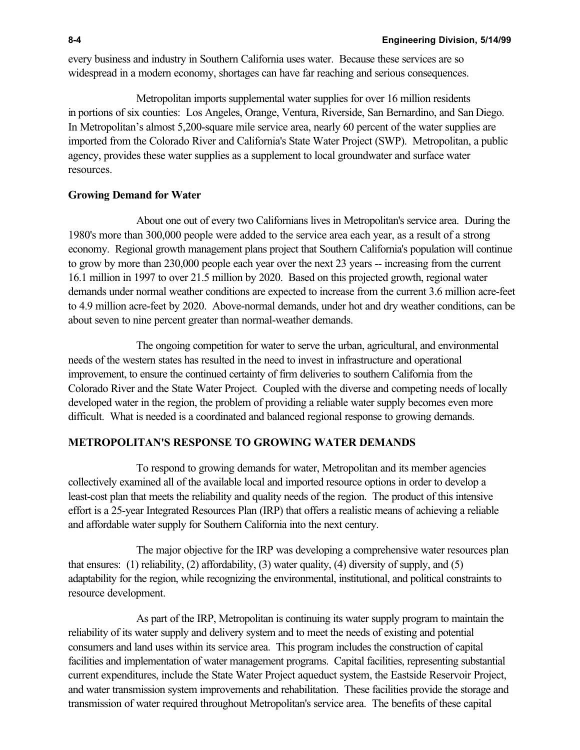every business and industry in Southern California uses water. Because these services are so widespread in a modern economy, shortages can have far reaching and serious consequences.

Metropolitan imports supplemental water supplies for over 16 million residents in portions of six counties: Los Angeles, Orange, Ventura, Riverside, San Bernardino, and San Diego. In Metropolitan's almost 5,200-square mile service area, nearly 60 percent of the water supplies are imported from the Colorado River and California's State Water Project (SWP). Metropolitan, a public agency, provides these water supplies as a supplement to local groundwater and surface water resources.

**Growing Demand for Water**

About one out of every two Californians lives in Metropolitan's service area. During the 1980's more than 300,000 people were added to the service area each year, as a result of a strong economy. Regional growth management plans project that Southern California's population will continue to grow by more than 230,000 people each year over the next 23 years -- increasing from the current 16.1 million in 1997 to over 21.5 million by 2020. Based on this projected growth, regional water demands under normal weather conditions are expected to increase from the current 3.6 million acre-feet to 4.9 million acre-feet by 2020. Above-normal demands, under hot and dry weather conditions, can be about seven to nine percent greater than normal-weather demands.

The ongoing competition for water to serve the urban, agricultural, and environmental needs of the western states has resulted in the need to invest in infrastructure and operational improvement, to ensure the continued certainty of firm deliveries to southern California from the Colorado River and the State Water Project. Coupled with the diverse and competing needs of locally developed water in the region, the problem of providing a reliable water supply becomes even more difficult. What is needed is a coordinated and balanced regional response to growing demands.

## METROPOLITAN'S RESPONSE TO GROWING WATER DEMANDS

To respond to growing demands for water, Metropolitan and its member agencies collectively examined all of the available local and imported resource options in order to develop a least-cost plan that meets the reliability and quality needs of the region. The product of this intensive effort is a 25-year Integrated Resources Plan (IRP) that offers a realistic means of achieving a reliable and affordable water supply for Southern California into the next century.

The major objective for the IRP was developing a comprehensive water resources plan that ensures: (1) reliability, (2) affordability, (3) water quality, (4) diversity of supply, and (5) adaptability for the region, while recognizing the environmental, institutional, and political constraints to resource development.

As part of the IRP, Metropolitan is continuing its water supply program to maintain the reliability of its water supply and delivery system and to meet the needs of existing and potential consumers and land uses within its service area. This program includes the construction of capital facilities and implementation of water management programs. Capital facilities, representing substantial current expenditures, include the State Water Project aqueduct system, the Eastside Reservoir Project, and water transmission system improvements and rehabilitation. These facilities provide the storage and transmission of water required throughout Metropolitan's service area. The benefits of these capital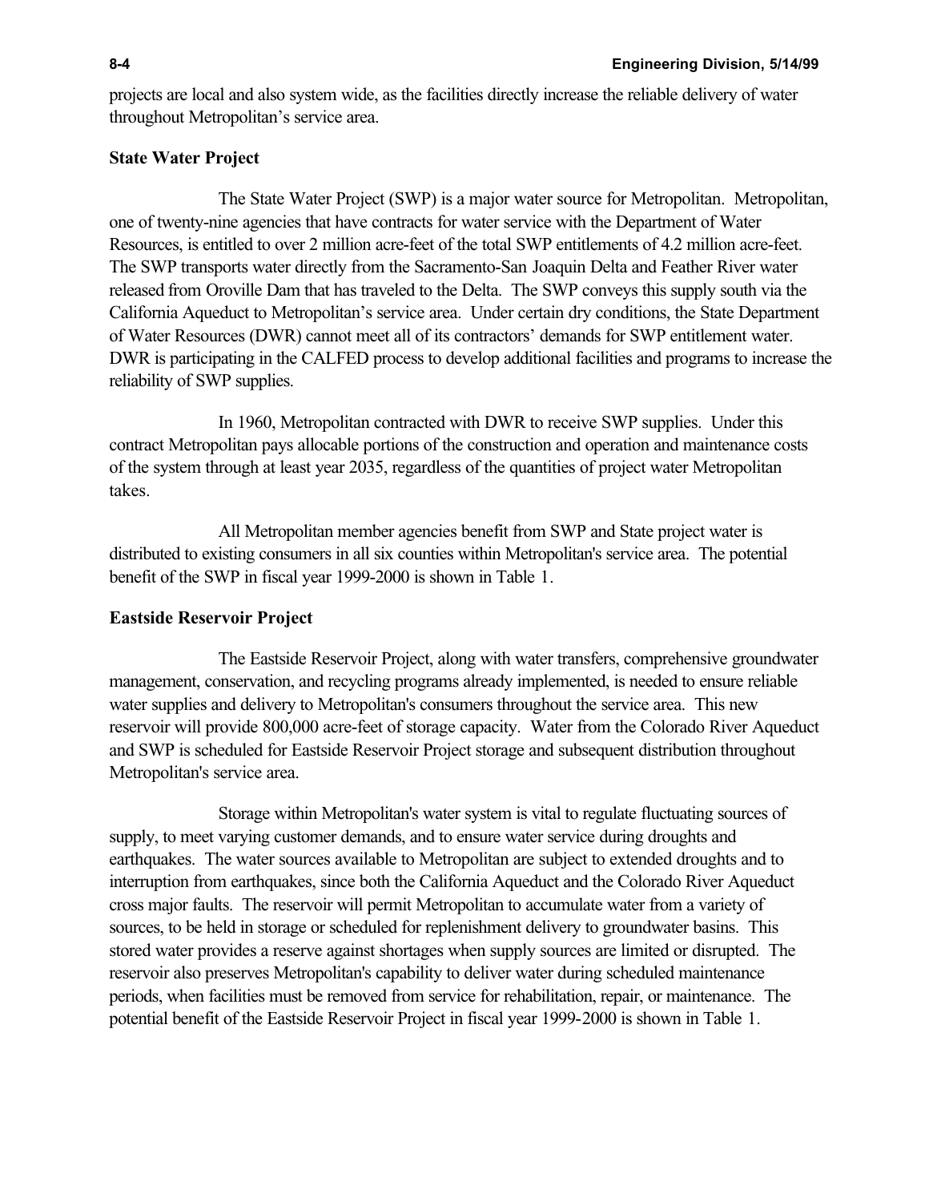projects are local and also system wide, as the facilities directly increase the reliable delivery of water throughout Metropolitan's service area.

**State Water Project**

The State Water Project (SWP) is a major water source for Metropolitan. Metropolitan, one of twenty-nine agencies that have contracts for water service with the Department of Water Resources, is entitled to over 2 million acre-feet of the total SWP entitlements of 4.2 million acre-feet. The SWP transports water directly from the Sacramento-San Joaquin Delta and Feather River water released from Oroville Dam that has traveled to the Delta. The SWP conveys this supply south via the California Aqueduct to Metropolitan's service area. Under certain dry conditions, the State Department of Water Resources (DWR) cannot meet all of its contractors' demands for SWP entitlement water. DWR is participating in the CALFED process to develop additional facilities and programs to increase the reliability of SWP supplies.

In 1960, Metropolitan contracted with DWR to receive SWP supplies. Under this contract Metropolitan pays allocable portions of the construction and operation and maintenance costs of the system through at least year 2035, regardless of the quantities of project water Metropolitan takes.

All Metropolitan member agencies benefit from SWP and State project water is distributed to existing consumers in all six counties within Metropolitan's service area. The potential benefit of the SWP in fiscal year 1999-2000 is shown in Table 1.

**Eastside Reservoir Project**

The Eastside Reservoir Project, along with water transfers, comprehensive groundwater management, conservation, and recycling programs already implemented, is needed to ensure reliable water supplies and delivery to Metropolitan's consumers throughout the service area. This new reservoir will provide 800,000 acre-feet of storage capacity. Water from the Colorado River Aqueduct and SWP is scheduled for Eastside Reservoir Project storage and subsequent distribution throughout Metropolitan's service area.

Storage within Metropolitan's water system is vital to regulate fluctuating sources of supply, to meet varying customer demands, and to ensure water service during droughts and earthquakes. The water sources available to Metropolitan are subject to extended droughts and to interruption from earthquakes, since both the California Aqueduct and the Colorado River Aqueduct cross major faults. The reservoir will permit Metropolitan to accumulate water from a variety of sources, to be held in storage or scheduled for replenishment delivery to groundwater basins. This stored water provides a reserve against shortages when supply sources are limited or disrupted. The reservoir also preserves Metropolitan's capability to deliver water during scheduled maintenance periods, when facilities must be removed from service for rehabilitation, repair, or maintenance. The potential benefit of the Eastside Reservoir Project in fiscal year 1999-2000 is shown in Table 1.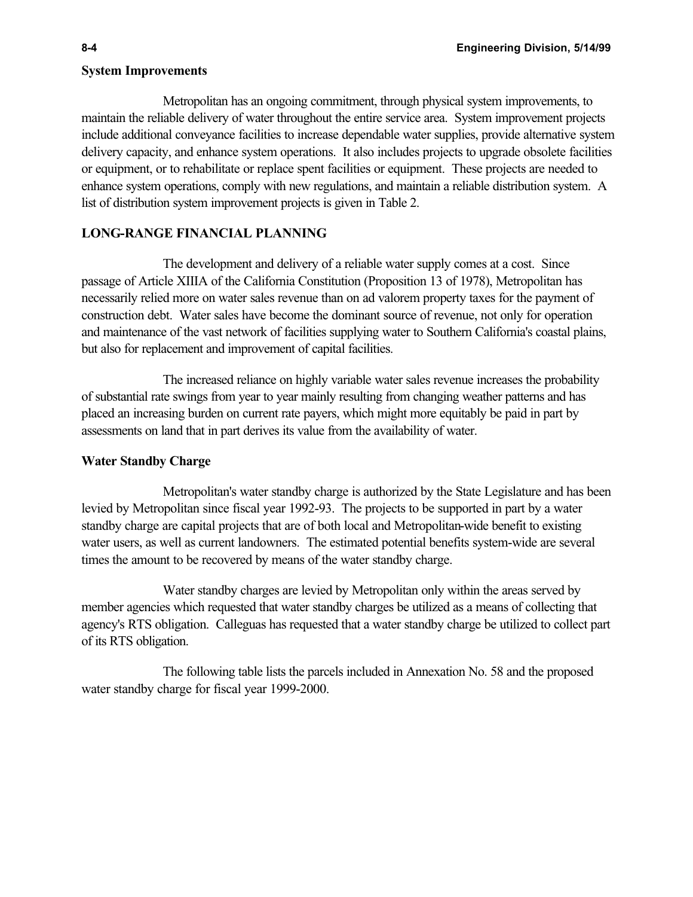**System Improvements**

Metropolitan has an ongoing commitment, through physical system improvements, to maintain the reliable delivery of water throughout the entire service area. System improvement projects include additional conveyance facilities to increase dependable water supplies, provide alternative system delivery capacity, and enhance system operations. It also includes projects to upgrade obsolete facilities or equipment, or to rehabilitate or replace spent facilities or equipment. These projects are needed to enhance system operations, comply with new regulations, and maintain a reliable distribution system. A list of distribution system improvement projects is given in Table 2.

## LONG-RANGE FINANCIAL PLANNING

The development and delivery of a reliable water supply comes at a cost. Since passage of Article XIIIA of the California Constitution (Proposition 13 of 1978), Metropolitan has necessarily relied more on water sales revenue than on ad valorem property taxes for the payment of construction debt. Water sales have become the dominant source of revenue, not only for operation and maintenance of the vast network of facilities supplying water to Southern California's coastal plains, but also for replacement and improvement of capital facilities.

The increased reliance on highly variable water sales revenue increases the probability of substantial rate swings from year to year mainly resulting from changing weather patterns and has placed an increasing burden on current rate payers, which might more equitably be paid in part by assessments on land that in part derives its value from the availability of water.

**Water Standby Charge**

Metropolitan's water standby charge is authorized by the State Legislature and has been levied by Metropolitan since fiscal year 1992-93. The projects to be supported in part by a water standby charge are capital projects that are of both local and Metropolitan-wide benefit to existing water users, as well as current landowners. The estimated potential benefits system-wide are several times the amount to be recovered by means of the water standby charge.

Water standby charges are levied by Metropolitan only within the areas served by member agencies which requested that water standby charges be utilized as a means of collecting that agency's RTS obligation. Calleguas has requested that a water standby charge be utilized to collect part of its RTS obligation.

The following table lists the parcels included in Annexation No. 58 and the proposed water standby charge for fiscal year 1999-2000.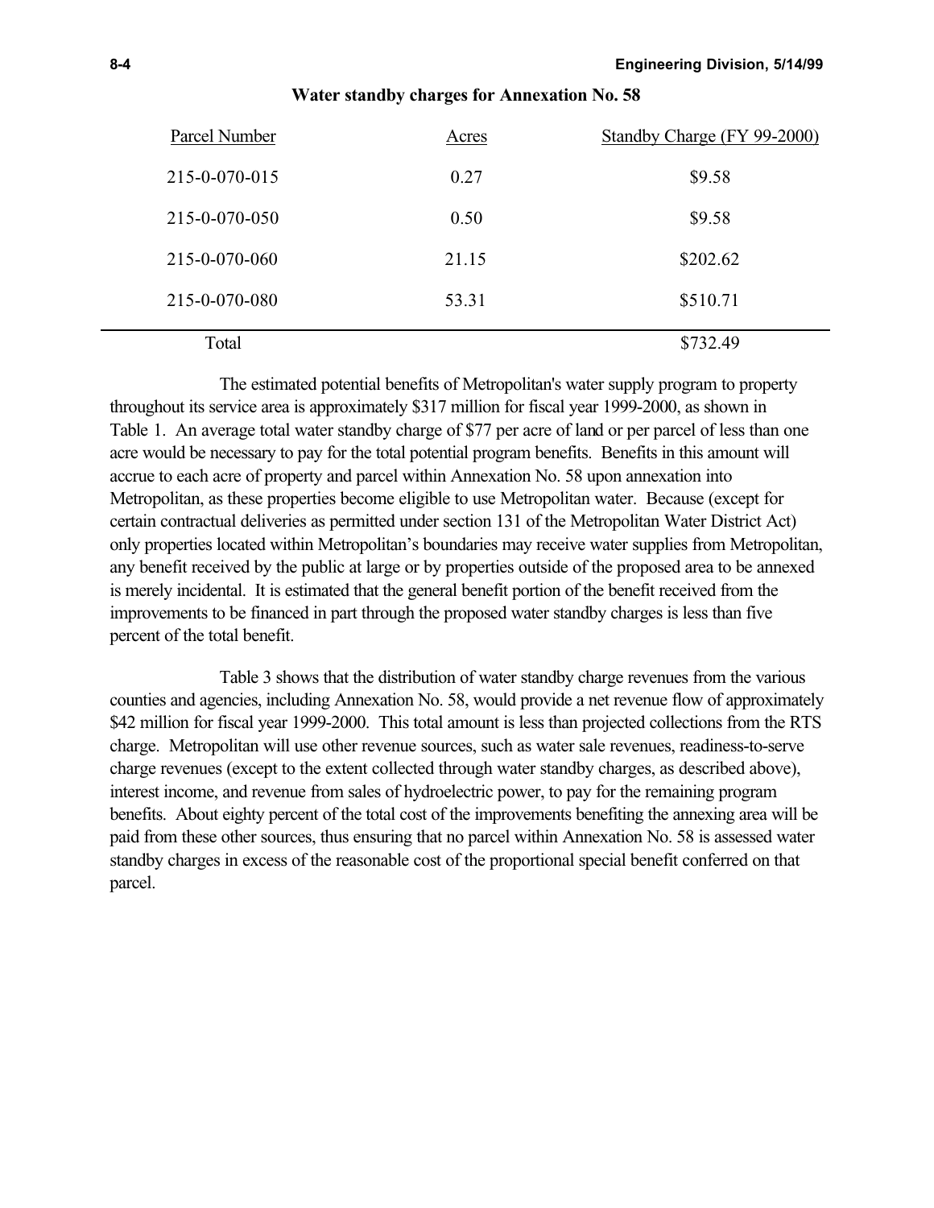**Water standby charges for Annexation No. 58**

| Parcel Number | Acres | Standby Charge (FY 99-2000) |
|---|---|---|
| 215-0-070-015 | 0.27 | \$9.58 |
| 215-0-070-050 | 0.50 | \$9.58 |
| 215-0-070-060 | 21.15 | \$202.62 |
| 215-0-070-080 | 53.31 | \$510.71 |
| Total | | \$732.49 |

The estimated potential benefits of Metropolitan's water supply program to property throughout its service area is approximately \$317 million for fiscal year 1999-2000, as shown in Table 1. An average total water standby charge of \$77 per acre of land or per parcel of less than one acre would be necessary to pay for the total potential program benefits. Benefits in this amount will accrue to each acre of property and parcel within Annexation No. 58 upon annexation into Metropolitan, as these properties become eligible to use Metropolitan water. Because (except for certain contractual deliveries as permitted under section 131 of the Metropolitan Water District Act) only properties located within Metropolitan's boundaries may receive water supplies from Metropolitan, any benefit received by the public at large or by properties outside of the proposed area to be annexed is merely incidental. It is estimated that the general benefit portion of the benefit received from the improvements to be financed in part through the proposed water standby charges is less than five percent of the total benefit.

Table 3 shows that the distribution of water standby charge revenues from the various counties and agencies, including Annexation No. 58, would provide a net revenue flow of approximately \$42 million for fiscal year 1999-2000. This total amount is less than projected collections from the RTS charge. Metropolitan will use other revenue sources, such as water sale revenues, readiness-to-serve charge revenues (except to the extent collected through water standby charges, as described above), interest income, and revenue from sales of hydroelectric power, to pay for the remaining program benefits. About eighty percent of the total cost of the improvements benefiting the annexing area will be paid from these other sources, thus ensuring that no parcel within Annexation No. 58 is assessed water standby charges in excess of the reasonable cost of the proportional special benefit conferred on that parcel.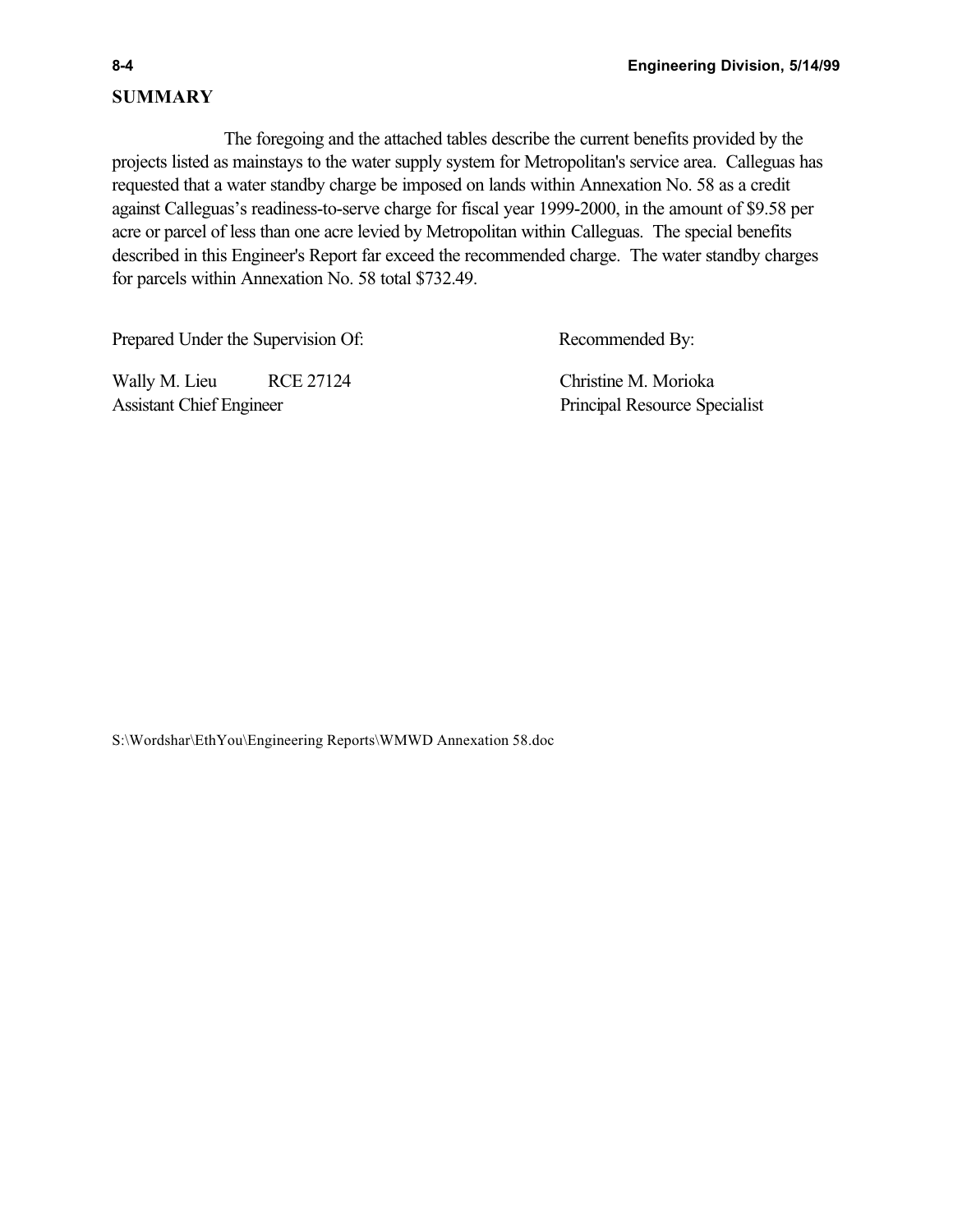## SUMMARY

The foregoing and the attached tables describe the current benefits provided by the projects listed as mainstays to the water supply system for Metropolitan's service area. Calleguas has requested that a water standby charge be imposed on lands within Annexation No. 58 as a credit against Calleguas's readiness-to-serve charge for fiscal year 1999-2000, in the amount of $9.58 per acre or parcel of less than one acre levied by Metropolitan within Calleguas. The special benefits described in this Engineer's Report far exceed the recommended charge. The water standby charges for parcels within Annexation No. 58 total $732.49.

Prepared Under the Supervision Of:

Wally M. Lieu RCE 27124
Assistant Chief Engineer

Recommended By:

Christine M. Morioka
Principal Resource Specialist

S:\Wordshar\EthYou\Engineering Reports\WMWD Annexation 58.doc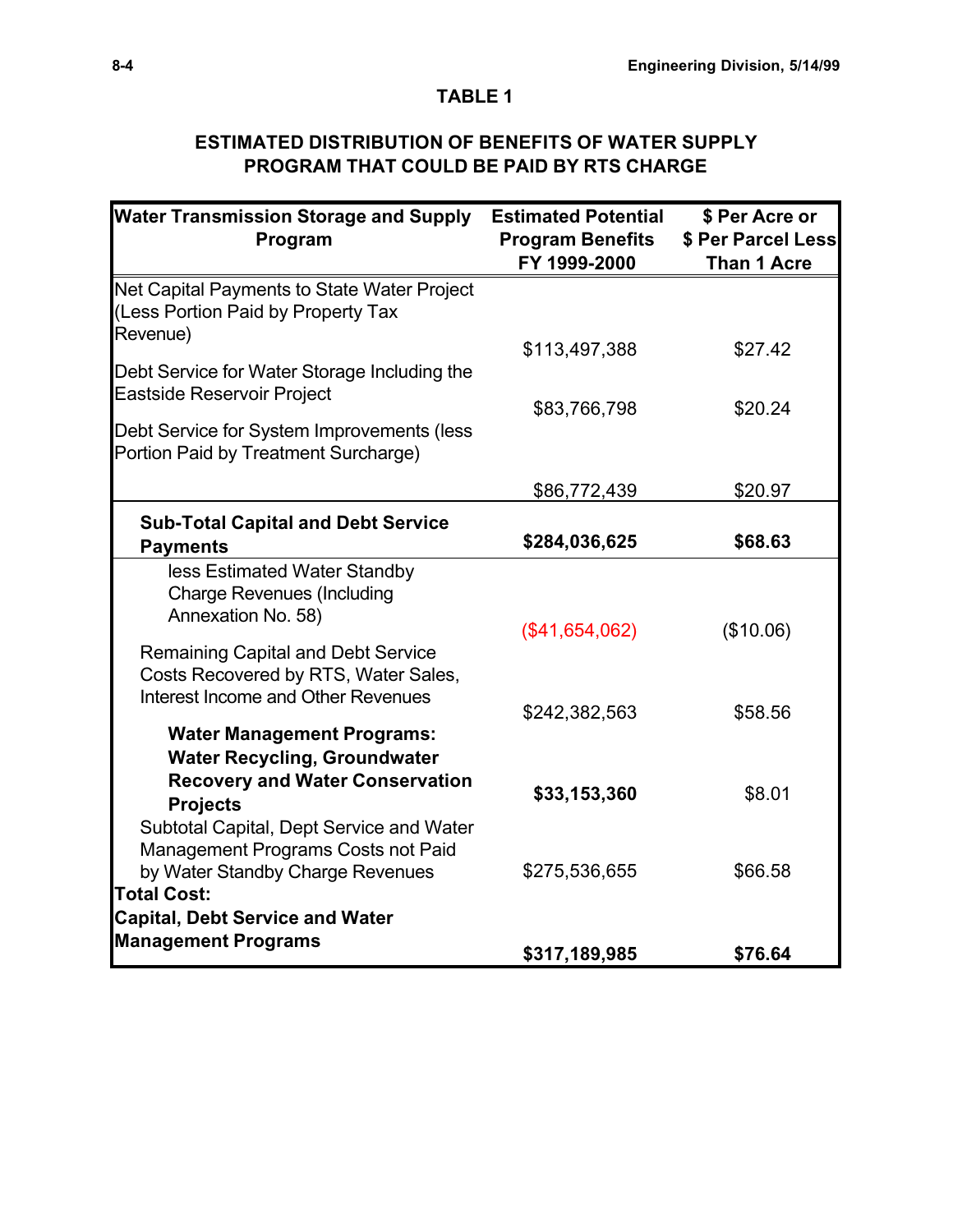## TABLE 1

## ESTIMATED DISTRIBUTION OF BENEFITS OF WATER SUPPLY PROGRAM THAT COULD BE PAID BY RTS CHARGE

| Water Transmission Storage and Supply Program | Estimated Potential Program Benefits FY 1999-2000 | $ Per Acre or $ Per Parcel Less Than 1 Acre |
|---|---|---|
| Net Capital Payments to State Water Project (Less Portion Paid by Property Tax Revenue) | $113,497,388 | $27.42 |
| Debt Service for Water Storage Including the Eastside Reservoir Project | $83,766,798 | $20.24 |
| Debt Service for System Improvements (less Portion Paid by Treatment Surcharge) | $86,772,439 | $20.97 |
| **Sub-Total Capital and Debt Service Payments** | **$284,036,625** | **$68.63** |
| less Estimated Water Standby Charge Revenues (Including Annexation No. 58) | ($41,654,062) | ($10.06) |
| Remaining Capital and Debt Service Costs Recovered by RTS, Water Sales, Interest Income and Other Revenues | $242,382,563 | $58.56 |
| **Water Management Programs: Water Recycling, Groundwater Recovery and Water Conservation Projects** | **$33,153,360** | $8.01 |
| Subtotal Capital, Dept Service and Water Management Programs Costs not Paid by Water Standby Charge Revenues | $275,536,655 | $66.58 |
| **Total Cost: Capital, Debt Service and Water Management Programs** | **$317,189,985** | **$76.64** |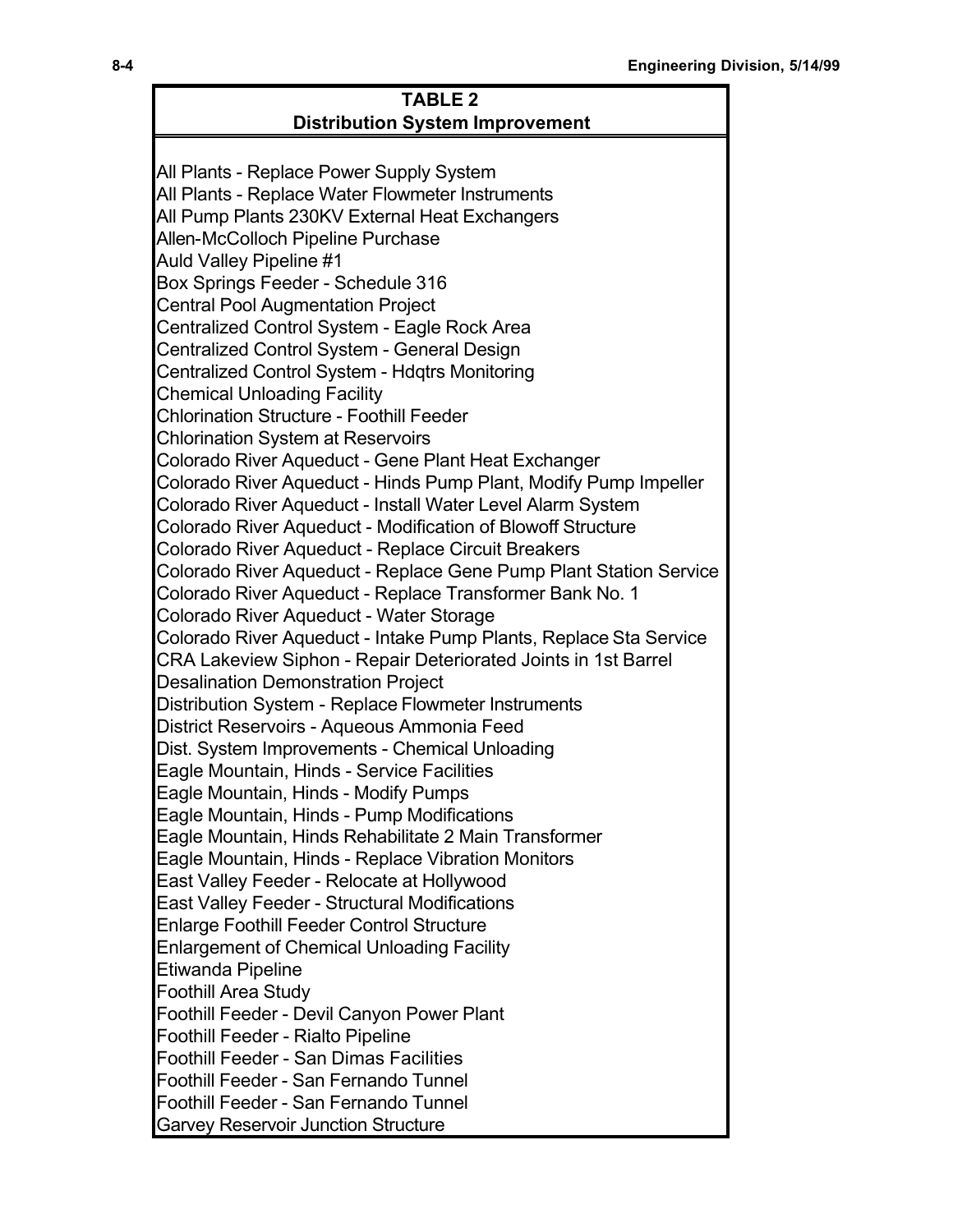| TABLE 2 |
| --- |
| **Distribution System Improvement** |
| All Plants - Replace Power Supply System |
| All Plants - Replace Water Flowmeter Instruments |
| All Pump Plants 230KV External Heat Exchangers |
| Allen-McColloch Pipeline Purchase |
| Auld Valley Pipeline #1 |
| Box Springs Feeder - Schedule 316 |
| Central Pool Augmentation Project |
| Centralized Control System - Eagle Rock Area |
| Centralized Control System - General Design |
| Centralized Control System - Hdqtrs Monitoring |
| Chemical Unloading Facility |
| Chlorination Structure - Foothill Feeder |
| Chlorination System at Reservoirs |
| Colorado River Aqueduct - Gene Plant Heat Exchanger |
| Colorado River Aqueduct - Hinds Pump Plant, Modify Pump Impeller |
| Colorado River Aqueduct - Install Water Level Alarm System |
| Colorado River Aqueduct - Modification of Blowoff Structure |
| Colorado River Aqueduct - Replace Circuit Breakers |
| Colorado River Aqueduct - Replace Gene Pump Plant Station Service |
| Colorado River Aqueduct - Replace Transformer Bank No. 1 |
| Colorado River Aqueduct - Water Storage |
| Colorado River Aqueduct - Intake Pump Plants, Replace Sta Service |
| CRA Lakeview Siphon - Repair Deteriorated Joints in 1st Barrel |
| Desalination Demonstration Project |
| Distribution System - Replace Flowmeter Instruments |
| District Reservoirs - Aqueous Ammonia Feed |
| Dist. System Improvements - Chemical Unloading |
| Eagle Mountain, Hinds - Service Facilities |
| Eagle Mountain, Hinds - Modify Pumps |
| Eagle Mountain, Hinds - Pump Modifications |
| Eagle Mountain, Hinds Rehabilitate 2 Main Transformer |
| Eagle Mountain, Hinds - Replace Vibration Monitors |
| East Valley Feeder - Relocate at Hollywood |
| East Valley Feeder - Structural Modifications |
| Enlarge Foothill Feeder Control Structure |
| Enlargement of Chemical Unloading Facility |
| Etiwanda Pipeline |
| Foothill Area Study |
| Foothill Feeder - Devil Canyon Power Plant |
| Foothill Feeder - Rialto Pipeline |
| Foothill Feeder - San Dimas Facilities |
| Foothill Feeder - San Fernando Tunnel |
| Foothill Feeder - San Fernando Tunnel |
| Garvey Reservoir Junction Structure |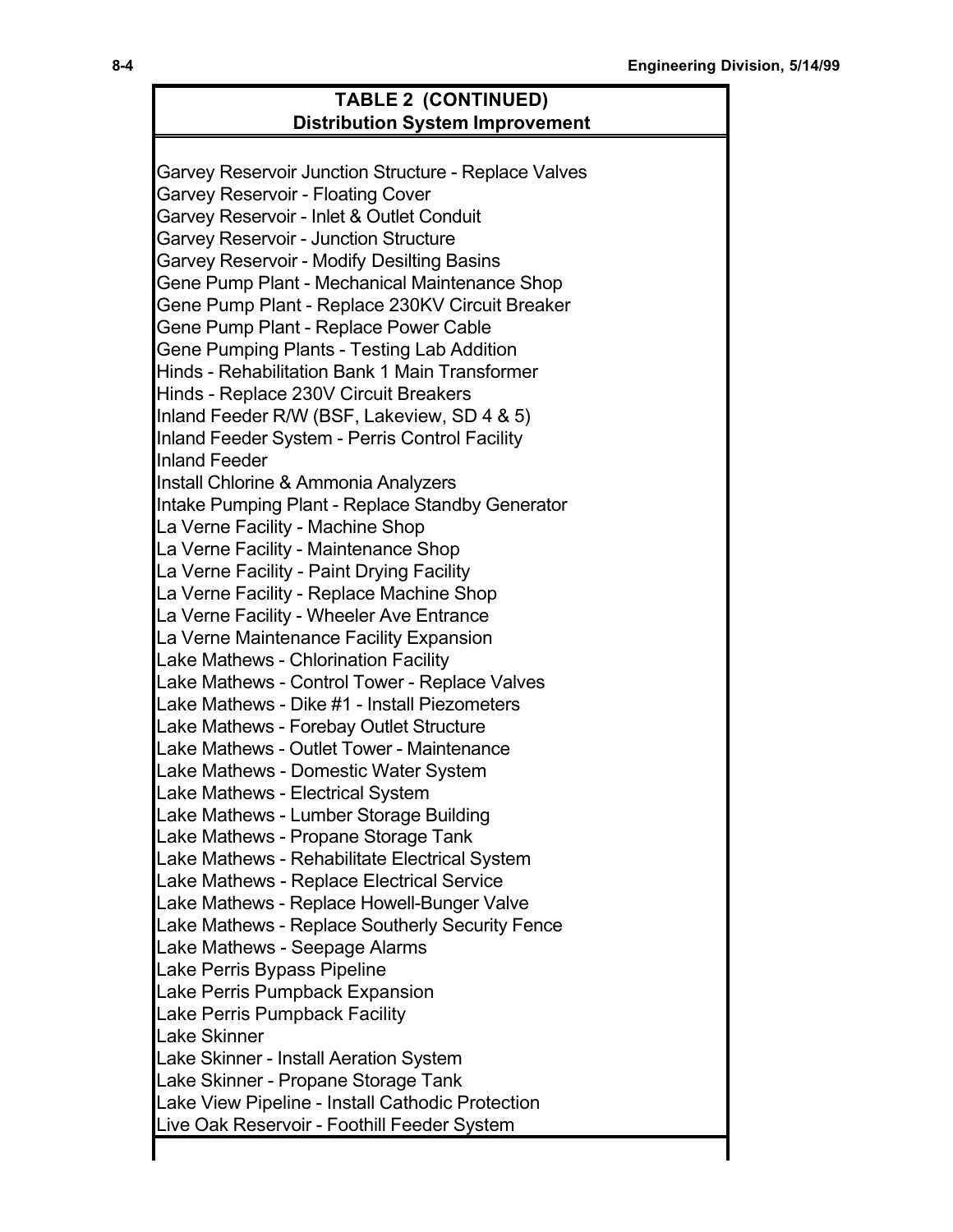| TABLE 2 (CONTINUED) Distribution System Improvement |
|---|
| Garvey Reservoir Junction Structure - Replace Valves |
| Garvey Reservoir - Floating Cover |
| Garvey Reservoir - Inlet & Outlet Conduit |
| Garvey Reservoir - Junction Structure |
| Garvey Reservoir - Modify Desilting Basins |
| Gene Pump Plant - Mechanical Maintenance Shop |
| Gene Pump Plant - Replace 230KV Circuit Breaker |
| Gene Pump Plant - Replace Power Cable |
| Gene Pumping Plants - Testing Lab Addition |
| Hinds - Rehabilitation Bank 1 Main Transformer |
| Hinds - Replace 230V Circuit Breakers |
| Inland Feeder R/W (BSF, Lakeview, SD 4 & 5) |
| Inland Feeder System - Perris Control Facility |
| Inland Feeder |
| Install Chlorine & Ammonia Analyzers |
| Intake Pumping Plant - Replace Standby Generator |
| La Verne Facility - Machine Shop |
| La Verne Facility - Maintenance Shop |
| La Verne Facility - Paint Drying Facility |
| La Verne Facility - Replace Machine Shop |
| La Verne Facility - Wheeler Ave Entrance |
| La Verne Maintenance Facility Expansion |
| Lake Mathews - Chlorination Facility |
| Lake Mathews - Control Tower - Replace Valves |
| Lake Mathews - Dike #1 - Install Piezometers |
| Lake Mathews - Forebay Outlet Structure |
| Lake Mathews - Outlet Tower - Maintenance |
| Lake Mathews - Domestic Water System |
| Lake Mathews - Electrical System |
| Lake Mathews - Lumber Storage Building |
| Lake Mathews - Propane Storage Tank |
| Lake Mathews - Rehabilitate Electrical System |
| Lake Mathews - Replace Electrical Service |
| Lake Mathews - Replace Howell-Bunger Valve |
| Lake Mathews - Replace Southerly Security Fence |
| Lake Mathews - Seepage Alarms |
| Lake Perris Bypass Pipeline |
| Lake Perris Pumpback Expansion |
| Lake Perris Pumpback Facility |
| Lake Skinner |
| Lake Skinner - Install Aeration System |
| Lake Skinner - Propane Storage Tank |
| Lake View Pipeline - Install Cathodic Protection |
| Live Oak Reservoir - Foothill Feeder System |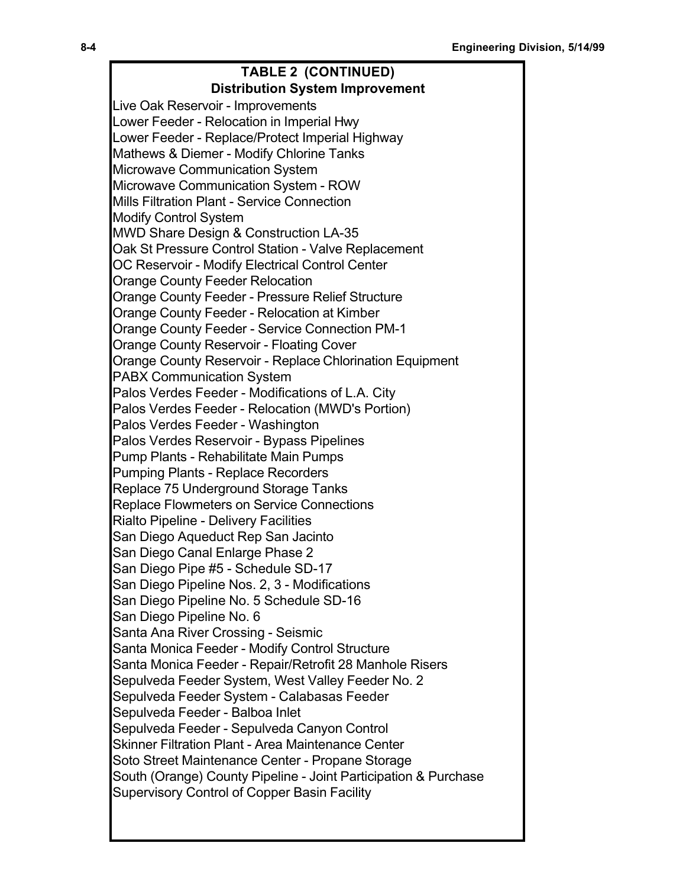## TABLE 2 (CONTINUED)

### Distribution System Improvement

Live Oak Reservoir - Improvements
Lower Feeder - Relocation in Imperial Hwy
Lower Feeder - Replace/Protect Imperial Highway
Mathews & Diemer - Modify Chlorine Tanks
Microwave Communication System
Microwave Communication System - ROW
Mills Filtration Plant - Service Connection
Modify Control System
MWD Share Design & Construction LA-35
Oak St Pressure Control Station - Valve Replacement
OC Reservoir - Modify Electrical Control Center
Orange County Feeder Relocation
Orange County Feeder - Pressure Relief Structure
Orange County Feeder - Relocation at Kimber
Orange County Feeder - Service Connection PM-1
Orange County Reservoir - Floating Cover
Orange County Reservoir - Replace Chlorination Equipment
PABX Communication System
Palos Verdes Feeder - Modifications of L.A. City
Palos Verdes Feeder - Relocation (MWD's Portion)
Palos Verdes Feeder - Washington
Palos Verdes Reservoir - Bypass Pipelines
Pump Plants - Rehabilitate Main Pumps
Pumping Plants - Replace Recorders
Replace 75 Underground Storage Tanks
Replace Flowmeters on Service Connections
Rialto Pipeline - Delivery Facilities
San Diego Aqueduct Rep San Jacinto
San Diego Canal Enlarge Phase 2
San Diego Pipe #5 - Schedule SD-17
San Diego Pipeline Nos. 2, 3 - Modifications
San Diego Pipeline No. 5 Schedule SD-16
San Diego Pipeline No. 6
Santa Ana River Crossing - Seismic
Santa Monica Feeder - Modify Control Structure
Santa Monica Feeder - Repair/Retrofit 28 Manhole Risers
Sepulveda Feeder System, West Valley Feeder No. 2
Sepulveda Feeder System - Calabasas Feeder
Sepulveda Feeder - Balboa Inlet
Sepulveda Feeder - Sepulveda Canyon Control
Skinner Filtration Plant - Area Maintenance Center
Soto Street Maintenance Center - Propane Storage
South (Orange) County Pipeline - Joint Participation & Purchase
Supervisory Control of Copper Basin Facility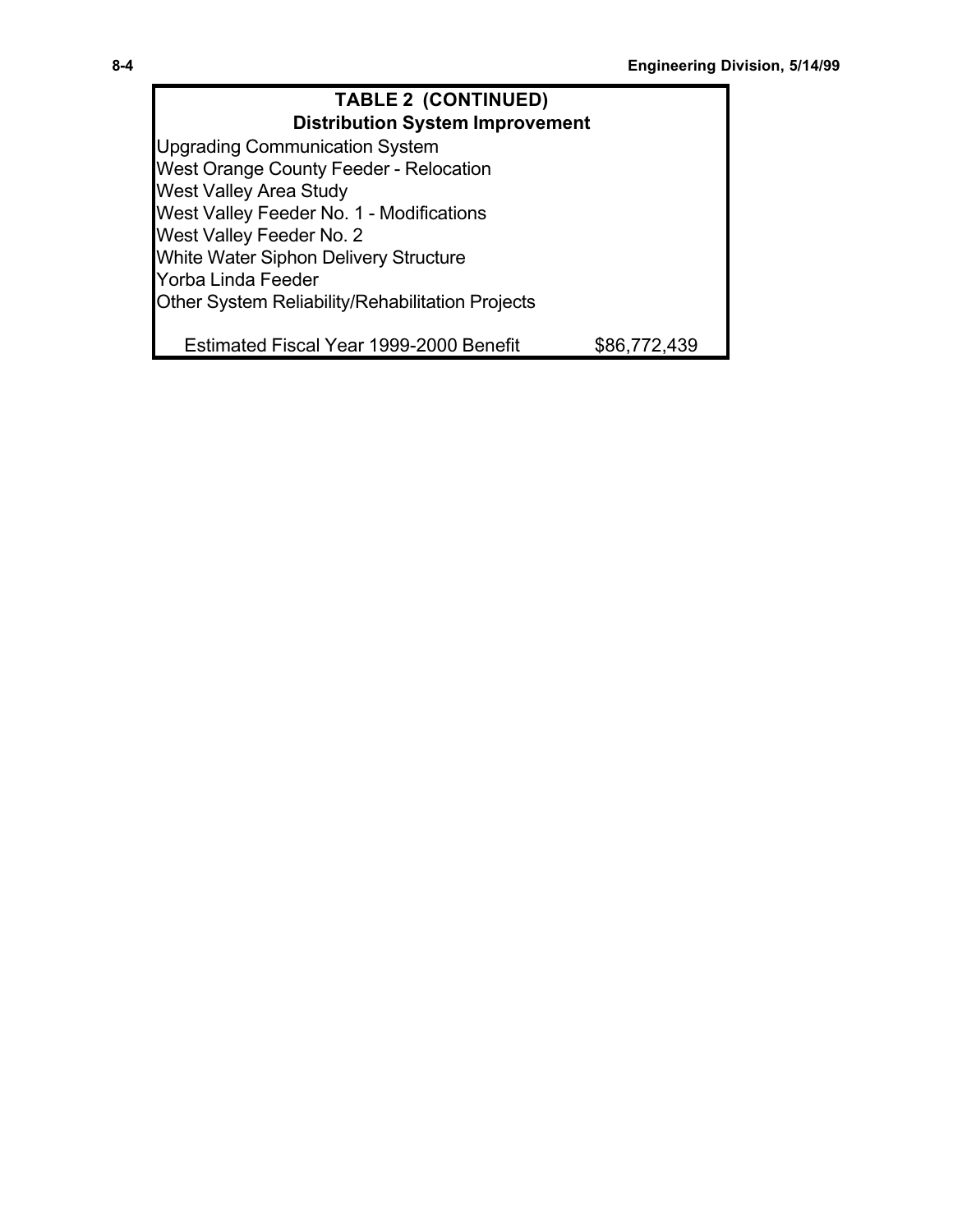| TABLE 2 (CONTINUED) | |
| --- | --- |
| **Distribution System Improvement** | |
| Upgrading Communication System | |
| West Orange County Feeder - Relocation | |
| West Valley Area Study | |
| West Valley Feeder No. 1 - Modifications | |
| West Valley Feeder No. 2 | |
| White Water Siphon Delivery Structure | |
| Yorba Linda Feeder | |
| Other System Reliability/Rehabilitation Projects | |
| Estimated Fiscal Year 1999-2000 Benefit | $86,772,439 |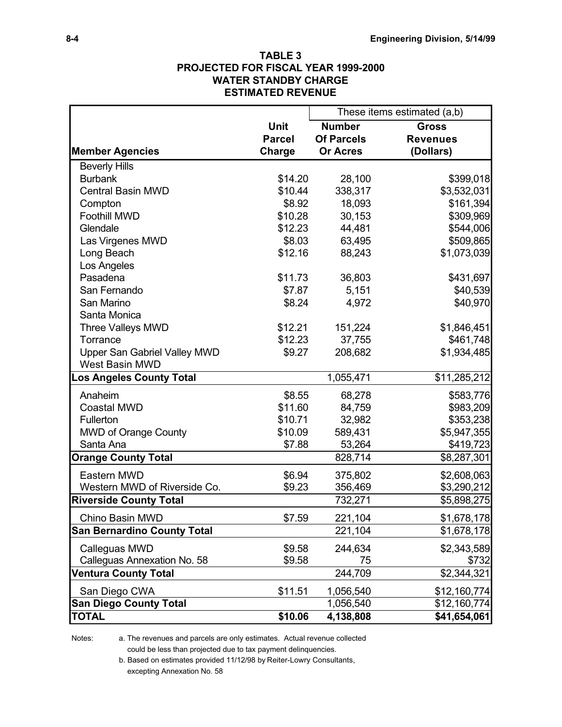**TABLE 3**
**PROJECTED FOR FISCAL YEAR 1999-2000**
**WATER STANDBY CHARGE**
**ESTIMATED REVENUE**

| | | These items estimated (a,b) | |
|---|---|---|---|
| **Member Agencies** | **Unit Parcel Charge** | **Number Of Parcels Or Acres** | **Gross Revenues (Dollars)** |
| Beverly Hills | | | |
| Burbank | $14.20 | 28,100 | $399,018 |
| Central Basin MWD | $10.44 | 338,317 | $3,532,031 |
| Compton | $8.92 | 18,093 | $161,394 |
| Foothill MWD | $10.28 | 30,153 | $309,969 |
| Glendale | $12.23 | 44,481 | $544,006 |
| Las Virgenes MWD | $8.03 | 63,495 | $509,865 |
| Long Beach | $12.16 | 88,243 | $1,073,039 |
| Los Angeles | | | |
| Pasadena | $11.73 | 36,803 | $431,697 |
| San Fernando | $7.87 | 5,151 | $40,539 |
| San Marino | $8.24 | 4,972 | $40,970 |
| Santa Monica | | | |
| Three Valleys MWD | $12.21 | 151,224 | $1,846,451 |
| Torrance | $12.23 | 37,755 | $461,748 |
| Upper San Gabriel Valley MWD | $9.27 | 208,682 | $1,934,485 |
| West Basin MWD | | | |
| **Los Angeles County Total** | | 1,055,471 | $11,285,212 |
| Anaheim | $8.55 | 68,278 | $583,776 |
| Coastal MWD | $11.60 | 84,759 | $983,209 |
| Fullerton | $10.71 | 32,982 | $353,238 |
| MWD of Orange County | $10.09 | 589,431 | $5,947,355 |
| Santa Ana | $7.88 | 53,264 | $419,723 |
| **Orange County Total** | | 828,714 | $8,287,301 |
| Eastern MWD | $6.94 | 375,802 | $2,608,063 |
| Western MWD of Riverside Co. | $9.23 | 356,469 | $3,290,212 |
| **Riverside County Total** | | 732,271 | $5,898,275 |
| Chino Basin MWD | $7.59 | 221,104 | $1,678,178 |
| **San Bernardino County Total** | | 221,104 | $1,678,178 |
| Calleguas MWD | $9.58 | 244,634 | $2,343,589 |
| Calleguas Annexation No. 58 | $9.58 | 75 | $732 |
| **Ventura County Total** | | 244,709 | $2,344,321 |
| San Diego CWA | $11.51 | 1,056,540 | $12,160,774 |
| **San Diego County Total** | | 1,056,540 | $12,160,774 |
| **TOTAL** | **$10.06** | **4,138,808** | **$41,654,061** |

Notes:
a. The revenues and parcels are only estimates. Actual revenue collected could be less than projected due to tax payment delinquencies.
b. Based on estimates provided 11/12/98 by Reiter-Lowry Consultants, excepting Annexation No. 58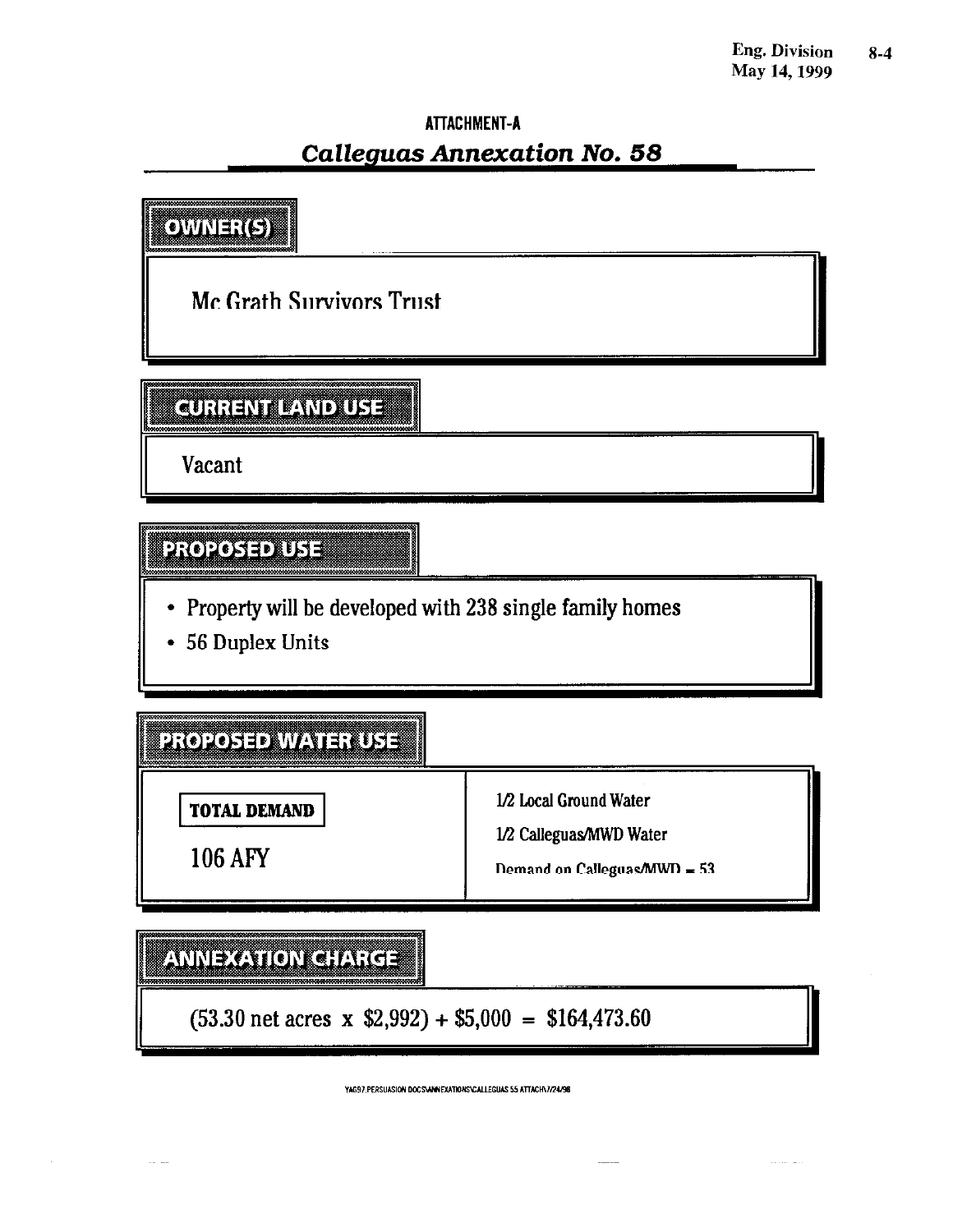Eng. Division 8-4
May 14, 1999

ATTACHMENT-A

# *Calleguas Annexation No. 58*

## OWNER(S)

Mc Grath Survivors Trust

## CURRENT LAND USE

Vacant

## PROPOSED USE

- Property will be developed with 238 single family homes
- 56 Duplex Units

## PROPOSED WATER USE

| | |
|---|---|
| **TOTAL DEMAND**<br><br>106 AFY | 1/2 Local Ground Water<br><br>1/2 Calleguas/MWD Water<br><br>Demand on Calleguas/MWD = 53 |

## ANNEXATION CHARGE

(53.30 net acres x $2,992) + $5,000 = $164,473.60

YAG97.PERSUASION DOCS\ANNEXATIONS\CALLEGUAS 55 ATTACH\7/24/98